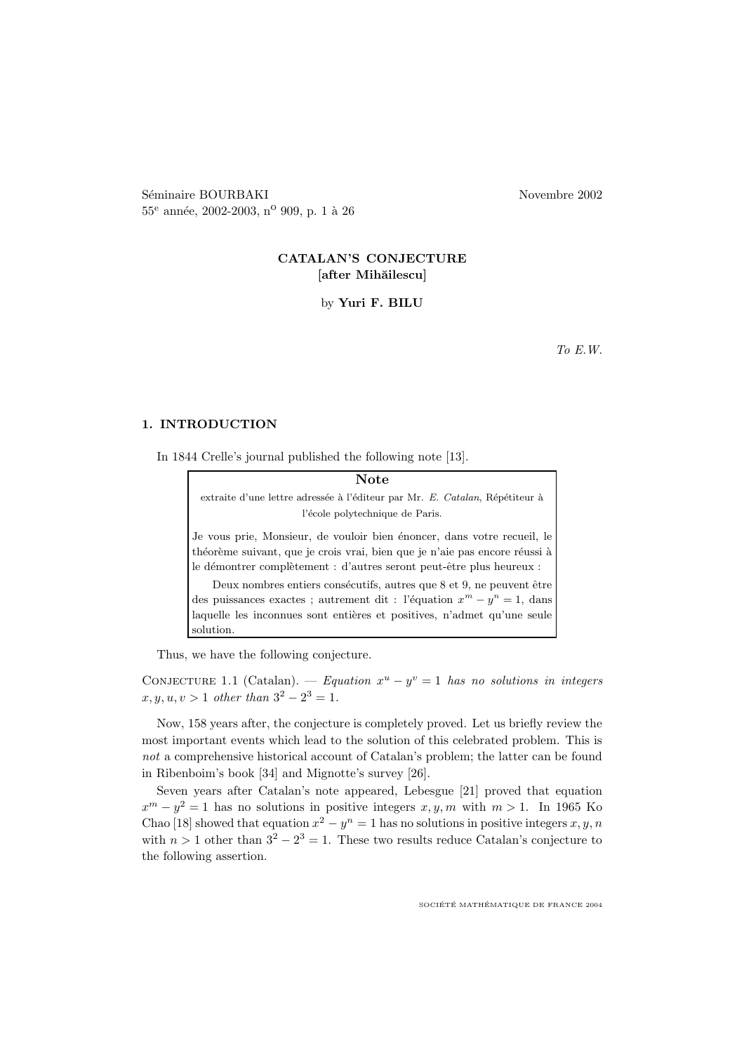Séminaire BOURBAKI Novembre 2002
55e année, 2002-2003, n° 909, p. 1 à 26

# CATALAN'S CONJECTURE
## [after Mihăilescu]

by **Yuri F. BILU**

*To E.W.*

## 1. INTRODUCTION

In 1844 Crelle's journal published the following note [13].

> **Note**
>
> extraite d'une lettre adressée à l'éditeur par Mr. *E. Catalan*, Répétiteur à l'école polytechnique de Paris.
>
> Je vous prie, Monsieur, de vouloir bien énoncer, dans votre recueil, le théorème suivant, que je crois vrai, bien que je n'aie pas encore réussi à le démontrer complètement : d'autres seront peut-être plus heureux :
>
> Deux nombres entiers consécutifs, autres que 8 et 9, ne peuvent être des puissances exactes ; autrement dit : l'équation $x^m - y^n = 1$, dans laquelle les inconnues sont entières et positives, n'admet qu'une seule solution.

Thus, we have the following conjecture.

Conjecture 1.1 (Catalan). — *Equation $x^u - y^v = 1$ has no solutions in integers $x, y, u, v > 1$ other than $3^2 - 2^3 = 1$.*

Now, 158 years after, the conjecture is completely proved. Let us briefly review the most important events which lead to the solution of this celebrated problem. This is *not* a comprehensive historical account of Catalan's problem; the latter can be found in Ribenboim's book [34] and Mignotte's survey [26].

Seven years after Catalan's note appeared, Lebesgue [21] proved that equation $x^m - y^2 = 1$ has no solutions in positive integers $x, y, m$ with $m > 1$. In 1965 Ko Chao [18] showed that equation $x^2 - y^n = 1$ has no solutions in positive integers $x, y, n$ with $n > 1$ other than $3^2 - 2^3 = 1$. These two results reduce Catalan's conjecture to the following assertion.

SOCIÉTÉ MATHÉMATIQUE DE FRANCE 2004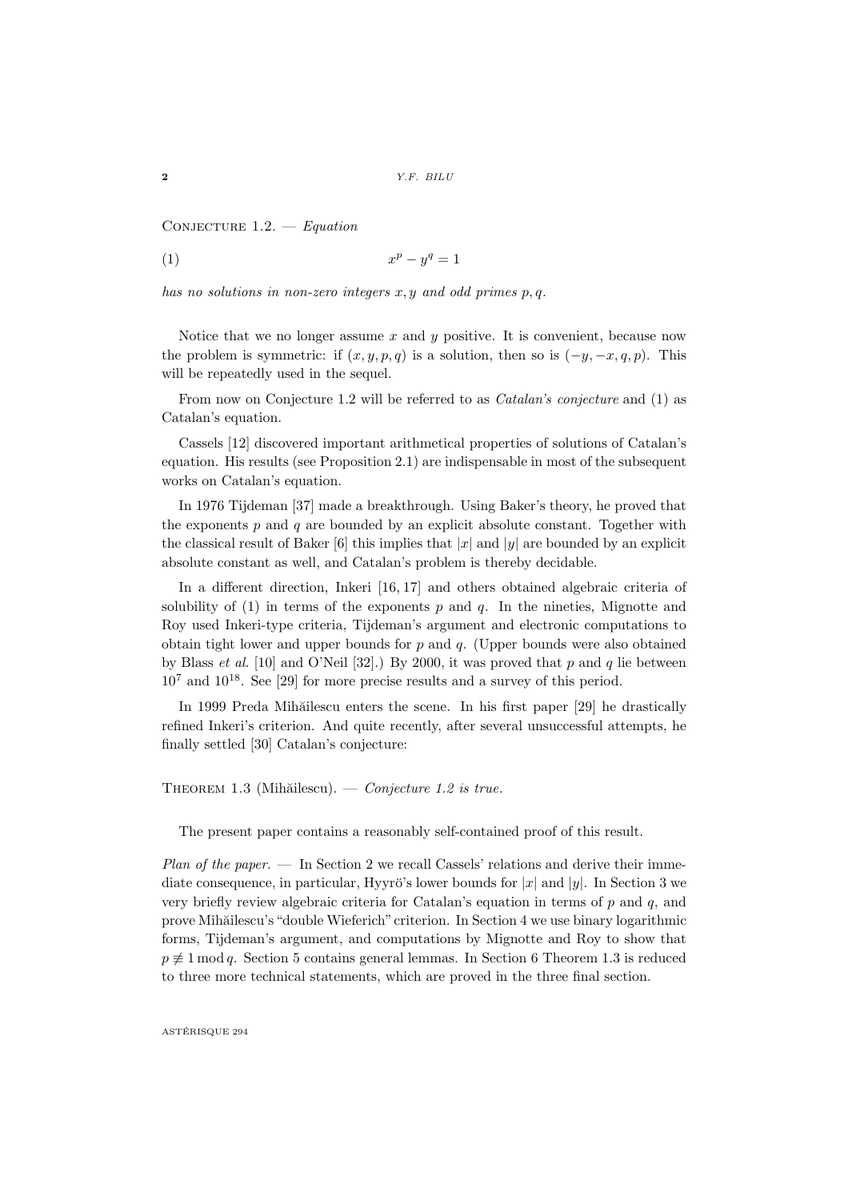Conjecture 1.2. — *Equation*

$$x^p - y^q = 1 \tag{1}$$

*has no solutions in non-zero integers $x, y$ and odd primes $p, q$.*

Notice that we no longer assume $x$ and $y$ positive. It is convenient, because now the problem is symmetric: if $(x, y, p, q)$ is a solution, then so is $(-y, -x, q, p)$. This will be repeatedly used in the sequel.

From now on Conjecture 1.2 will be referred to as *Catalan's conjecture* and (1) as Catalan's equation.

Cassels [12] discovered important arithmetical properties of solutions of Catalan's equation. His results (see Proposition 2.1) are indispensable in most of the subsequent works on Catalan's equation.

In 1976 Tijdeman [37] made a breakthrough. Using Baker's theory, he proved that the exponents $p$ and $q$ are bounded by an explicit absolute constant. Together with the classical result of Baker [6] this implies that $|x|$ and $|y|$ are bounded by an explicit absolute constant as well, and Catalan's problem is thereby decidable.

In a different direction, Inkeri [16, 17] and others obtained algebraic criteria of solubility of (1) in terms of the exponents $p$ and $q$. In the nineties, Mignotte and Roy used Inkeri-type criteria, Tijdeman's argument and electronic computations to obtain tight lower and upper bounds for $p$ and $q$. (Upper bounds were also obtained by Blass *et al.* [10] and O'Neil [32].) By 2000, it was proved that $p$ and $q$ lie between $10^7$ and $10^{18}$. See [29] for more precise results and a survey of this period.

In 1999 Preda Mihăilescu enters the scene. In his first paper [29] he drastically refined Inkeri's criterion. And quite recently, after several unsuccessful attempts, he finally settled [30] Catalan's conjecture:

Theorem 1.3 (Mihăilescu). — *Conjecture 1.2 is true.*

The present paper contains a reasonably self-contained proof of this result.

*Plan of the paper.* — In Section 2 we recall Cassels' relations and derive their immediate consequence, in particular, Hyyrö's lower bounds for $|x|$ and $|y|$. In Section 3 we very briefly review algebraic criteria for Catalan's equation in terms of $p$ and $q$, and prove Mihăilescu's "double Wieferich" criterion. In Section 4 we use binary logarithmic forms, Tijdeman's argument, and computations by Mignotte and Roy to show that $p \not\equiv 1 \bmod q$. Section 5 contains general lemmas. In Section 6 Theorem 1.3 is reduced to three more technical statements, which are proved in the three final section.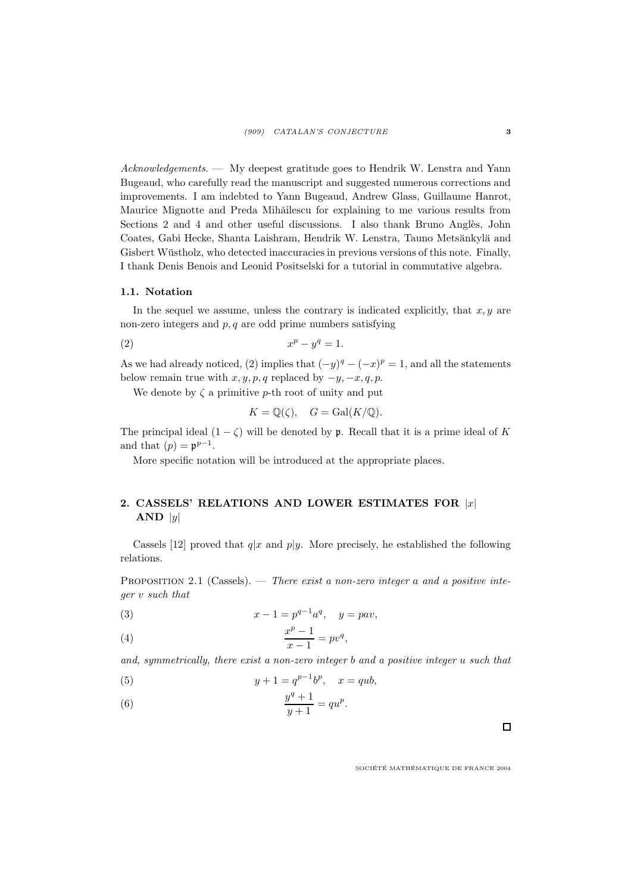*Acknowledgements*. — My deepest gratitude goes to Hendrik W. Lenstra and Yann Bugeaud, who carefully read the manuscript and suggested numerous corrections and improvements. I am indebted to Yann Bugeaud, Andrew Glass, Guillaume Hanrot, Maurice Mignotte and Preda Mihăilescu for explaining to me various results from Sections 2 and 4 and other useful discussions. I also thank Bruno Anglès, John Coates, Gabi Hecke, Shanta Laishram, Hendrik W. Lenstra, Tauno Metsänkylä and Gisbert Wüstholz, who detected inaccuracies in previous versions of this note. Finally, I thank Denis Benois and Leonid Positselski for a tutorial in commutative algebra.

### 1.1. Notation

In the sequel we assume, unless the contrary is indicated explicitly, that $x, y$ are non-zero integers and $p, q$ are odd prime numbers satisfying

$$x^p - y^q = 1. \tag{2}$$

As we had already noticed, (2) implies that $(-y)^q - (-x)^p = 1$, and all the statements below remain true with $x, y, p, q$ replaced by $-y, -x, q, p$.

We denote by $\zeta$ a primitive $p$-th root of unity and put

$$K = \mathbb{Q}(\zeta), \quad G = \mathrm{Gal}(K/\mathbb{Q}).$$

The principal ideal $(1 - \zeta)$ will be denoted by $\mathfrak{p}$. Recall that it is a prime ideal of $K$ and that $(p) = \mathfrak{p}^{p-1}$.

More specific notation will be introduced at the appropriate places.

## 2. CASSELS' RELATIONS AND LOWER ESTIMATES FOR $|x|$ AND $|y|$

Cassels [12] proved that $q|x$ and $p|y$. More precisely, he established the following relations.

Proposition 2.1 (Cassels). — *There exist a non-zero integer $a$ and a positive integer $v$ such that*

$$x - 1 = p^{q-1}a^q, \quad y = pav, \tag{3}$$

$$\frac{x^p - 1}{x - 1} = pv^q, \tag{4}$$

*and, symmetrically, there exist a non-zero integer $b$ and a positive integer $u$ such that*

$$y + 1 = q^{p-1}b^p, \quad x = qub, \tag{5}$$

$$\frac{y^q + 1}{y + 1} = qu^p. \tag{6}$$

□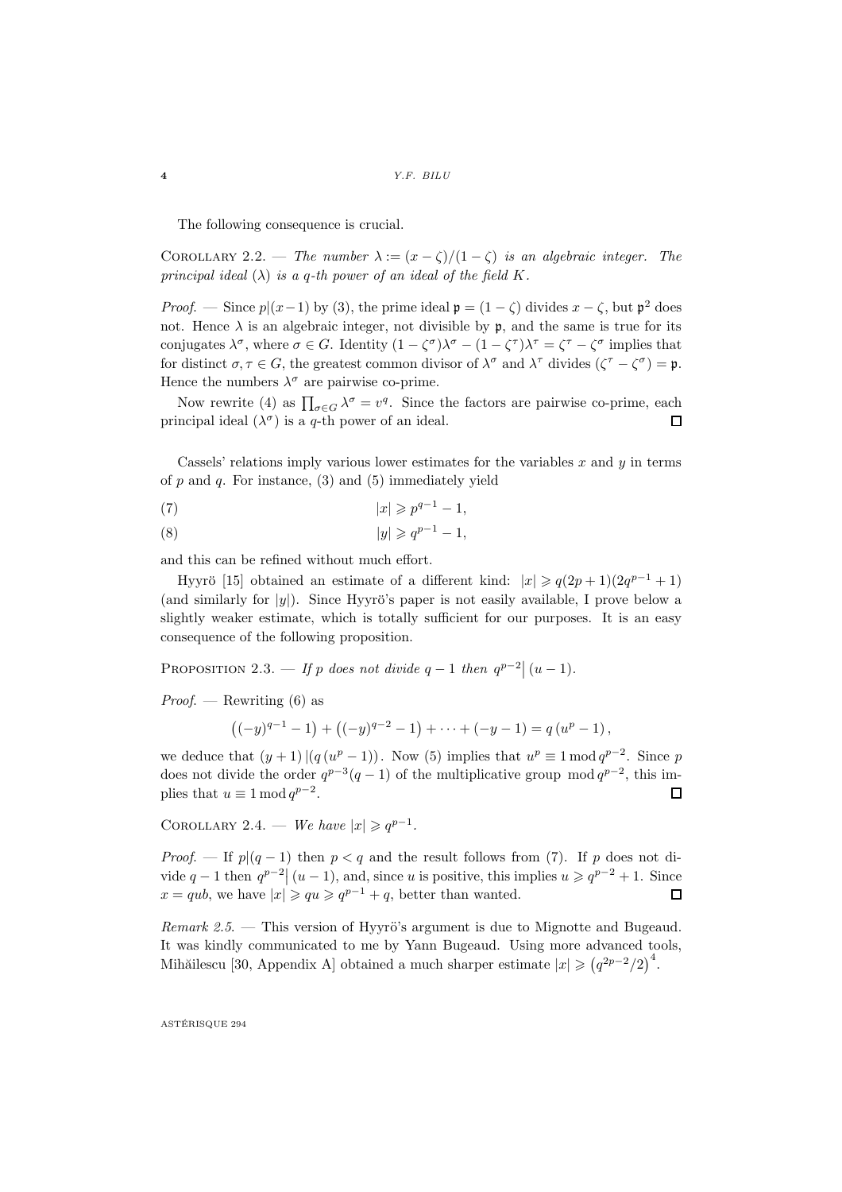The following consequence is crucial.

Corollary 2.2. — *The number $\lambda := (x-\zeta)/(1-\zeta)$ is an algebraic integer. The principal ideal $(\lambda)$ is a $q$-th power of an ideal of the field $K$.*

*Proof.* — Since $p|(x-1)$ by (3), the prime ideal $\mathfrak{p} = (1-\zeta)$ divides $x-\zeta$, but $\mathfrak{p}^2$ does not. Hence $\lambda$ is an algebraic integer, not divisible by $\mathfrak{p}$, and the same is true for its conjugates $\lambda^\sigma$, where $\sigma \in G$. Identity $(1-\zeta^\sigma)\lambda^\sigma - (1-\zeta^\tau)\lambda^\tau = \zeta^\tau - \zeta^\sigma$ implies that for distinct $\sigma, \tau \in G$, the greatest common divisor of $\lambda^\sigma$ and $\lambda^\tau$ divides $(\zeta^\tau - \zeta^\sigma) = \mathfrak{p}$. Hence the numbers $\lambda^\sigma$ are pairwise co-prime.

Now rewrite (4) as $\prod_{\sigma\in G} \lambda^\sigma = v^q$. Since the factors are pairwise co-prime, each principal ideal $(\lambda^\sigma)$ is a $q$-th power of an ideal. □

Cassels' relations imply various lower estimates for the variables $x$ and $y$ in terms of $p$ and $q$. For instance, (3) and (5) immediately yield

$$|x| \geqslant p^{q-1} - 1, \tag{7}$$

$$|y| \geqslant q^{p-1} - 1, \tag{8}$$

and this can be refined without much effort.

Hyyrö [15] obtained an estimate of a different kind: $|x| \geqslant q(2p+1)(2q^{p-1}+1)$ (and similarly for $|y|$). Since Hyyrö's paper is not easily available, I prove below a slightly weaker estimate, which is totally sufficient for our purposes. It is an easy consequence of the following proposition.

Proposition 2.3. — *If $p$ does not divide $q-1$ then $q^{p-2} \big| (u-1)$.*

*Proof.* — Rewriting (6) as

$$\left((-y)^{q-1} - 1\right) + \left((-y)^{q-2} - 1\right) + \cdots + (-y-1) = q\left(u^p - 1\right),$$

we deduce that $(y+1)\,|(q\,(u^p-1))$. Now (5) implies that $u^p \equiv 1 \bmod q^{p-2}$. Since $p$ does not divide the order $q^{p-3}(q-1)$ of the multiplicative group $\bmod q^{p-2}$, this implies that $u \equiv 1 \bmod q^{p-2}$. □

Corollary 2.4. — *We have $|x| \geqslant q^{p-1}$.*

*Proof.* — If $p|(q-1)$ then $p<q$ and the result follows from (7). If $p$ does not divide $q-1$ then $q^{p-2}\big|(u-1)$, and, since $u$ is positive, this implies $u \geqslant q^{p-2}+1$. Since $x = qub$, we have $|x| \geqslant qu \geqslant q^{p-1} + q$, better than wanted. □

*Remark 2.5.* — This version of Hyyrö's argument is due to Mignotte and Bugeaud. It was kindly communicated to me by Yann Bugeaud. Using more advanced tools, Mihăilescu [30, Appendix A] obtained a much sharper estimate $|x| \geqslant \left(q^{2p-2}/2\right)^4$.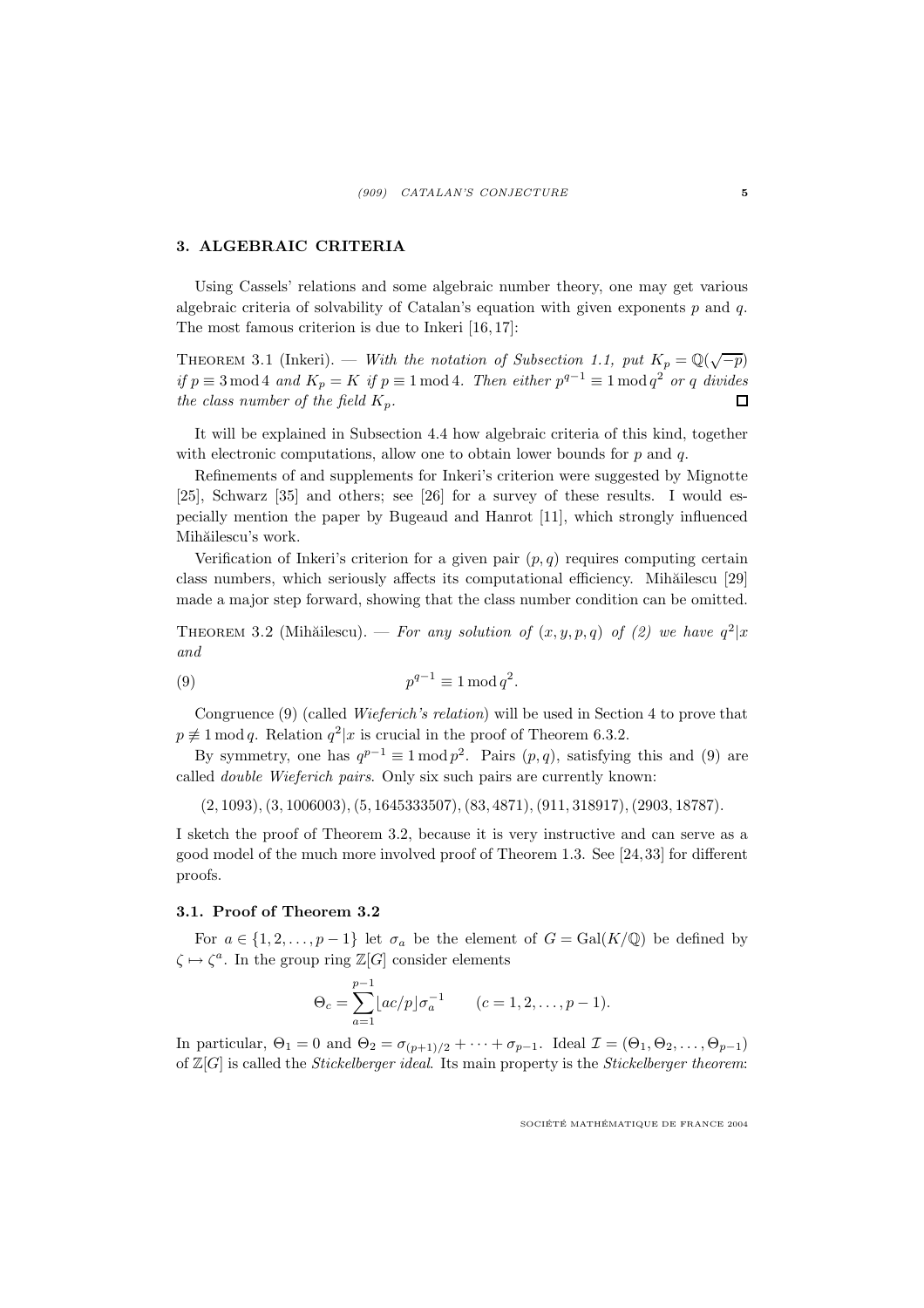## 3. ALGEBRAIC CRITERIA

Using Cassels' relations and some algebraic number theory, one may get various algebraic criteria of solvability of Catalan's equation with given exponents $p$ and $q$. The most famous criterion is due to Inkeri [16, 17]:

THEOREM 3.1 (Inkeri). — *With the notation of Subsection 1.1, put $K_p = \mathbb{Q}(\sqrt{-p})$ if $p \equiv 3 \bmod 4$ and $K_p = K$ if $p \equiv 1 \bmod 4$. Then either $p^{q-1} \equiv 1 \bmod q^2$ or $q$ divides the class number of the field $K_p$.* □

It will be explained in Subsection 4.4 how algebraic criteria of this kind, together with electronic computations, allow one to obtain lower bounds for $p$ and $q$.

Refinements of and supplements for Inkeri's criterion were suggested by Mignotte [25], Schwarz [35] and others; see [26] for a survey of these results. I would especially mention the paper by Bugeaud and Hanrot [11], which strongly influenced Mihăilescu's work.

Verification of Inkeri's criterion for a given pair $(p, q)$ requires computing certain class numbers, which seriously affects its computational efficiency. Mihăilescu [29] made a major step forward, showing that the class number condition can be omitted.

THEOREM 3.2 (Mihăilescu). — *For any solution of $(x, y, p, q)$ of (2) we have $q^2|x$ and*

$$p^{q-1} \equiv 1 \bmod q^2. \tag{9}$$

Congruence (9) (called *Wieferich's relation*) will be used in Section 4 to prove that $p \not\equiv 1 \bmod q$. Relation $q^2|x$ is crucial in the proof of Theorem 6.3.2.

By symmetry, one has $q^{p-1} \equiv 1 \bmod p^2$. Pairs $(p, q)$, satisfying this and (9) are called *double Wieferich pairs*. Only six such pairs are currently known:

$$(2, 1093), (3, 1006003), (5, 1645333507), (83, 4871), (911, 318917), (2903, 18787).$$

I sketch the proof of Theorem 3.2, because it is very instructive and can serve as a good model of the much more involved proof of Theorem 1.3. See [24, 33] for different proofs.

### 3.1. Proof of Theorem 3.2

For $a \in \{1, 2, \ldots, p-1\}$ let $\sigma_a$ be the element of $G = \mathrm{Gal}(K/\mathbb{Q})$ be defined by $\zeta \mapsto \zeta^a$. In the group ring $\mathbb{Z}[G]$ consider elements

$$\Theta_c = \sum_{a=1}^{p-1} \lfloor ac/p \rfloor \sigma_a^{-1} \qquad (c = 1, 2, \ldots, p-1).$$

In particular, $\Theta_1 = 0$ and $\Theta_2 = \sigma_{(p+1)/2} + \cdots + \sigma_{p-1}$. Ideal $\mathcal{I} = (\Theta_1, \Theta_2, \ldots, \Theta_{p-1})$ of $\mathbb{Z}[G]$ is called the *Stickelberger ideal*. Its main property is the *Stickelberger theorem*: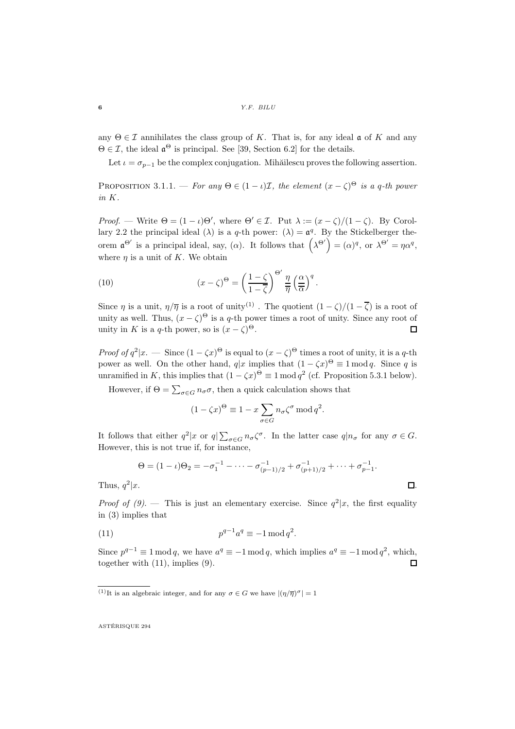any $\Theta \in \mathcal{I}$ annihilates the class group of $K$. That is, for any ideal $\mathfrak{a}$ of $K$ and any $\Theta \in \mathcal{I}$, the ideal $\mathfrak{a}^\Theta$ is principal. See [39, Section 6.2] for the details.

Let $\iota = \sigma_{p-1}$ be the complex conjugation. Mihăilescu proves the following assertion.

Proposition 3.1.1. — *For any $\Theta \in (1-\iota)\mathcal{I}$, the element $(x-\zeta)^\Theta$ is a $q$-th power in $K$.*

*Proof.* — Write $\Theta = (1-\iota)\Theta'$, where $\Theta' \in \mathcal{I}$. Put $\lambda := (x-\zeta)/(1-\zeta)$. By Corollary 2.2 the principal ideal $(\lambda)$ is a $q$-th power: $(\lambda) = \mathfrak{a}^q$. By the Stickelberger theorem $\mathfrak{a}^{\Theta'}$ is a principal ideal, say, $(\alpha)$. It follows that $\left(\lambda^{\Theta'}\right) = (\alpha)^q$, or $\lambda^{\Theta'} = \eta\alpha^q$, where $\eta$ is a unit of $K$. We obtain

$$
(x-\zeta)^\Theta = \left(\frac{1-\zeta}{1-\overline{\zeta}}\right)^{\Theta'} \frac{\eta}{\overline{\eta}} \left(\frac{\alpha}{\overline{\alpha}}\right)^q. \tag{10}
$$

Since $\eta$ is a unit, $\eta/\overline{\eta}$ is a root of unity[(1)] . The quotient $(1-\zeta)/(1-\overline{\zeta})$ is a root of unity as well. Thus, $(x-\zeta)^\Theta$ is a $q$-th power times a root of unity. Since any root of unity in $K$ is a $q$-th power, so is $(x-\zeta)^\Theta$. $\square$

*Proof of $q^2|x$.* — Since $(1-\zeta x)^\Theta$ is equal to $(x-\zeta)^\Theta$ times a root of unity, it is a $q$-th power as well. On the other hand, $q|x$ implies that $(1-\zeta x)^\Theta \equiv 1 \bmod q$. Since $q$ is unramified in $K$, this implies that $(1-\zeta x)^\Theta \equiv 1 \bmod q^2$ (cf. Proposition 5.3.1 below).

However, if $\Theta = \sum_{\sigma \in G} n_\sigma \sigma$, then a quick calculation shows that

$$
(1-\zeta x)^\Theta \equiv 1 - x\sum_{\sigma\in G} n_\sigma \zeta^\sigma \bmod q^2.
$$

It follows that either $q^2|x$ or $q|\sum_{\sigma\in G} n_\sigma\zeta^\sigma$. In the latter case $q|n_\sigma$ for any $\sigma \in G$. However, this is not true if, for instance,

$$
\Theta = (1-\iota)\Theta_2 = -\sigma_1^{-1} - \cdots - \sigma_{(p-1)/2}^{-1} + \sigma_{(p+1)/2}^{-1} + \cdots + \sigma_{p-1}^{-1}.
$$

Thus, $q^2|x$. $\square$.

*Proof of (9).* — This is just an elementary exercise. Since $q^2|x$, the first equality in (3) implies that

$$
p^{q-1}a^q \equiv -1 \bmod q^2. \tag{11}
$$

Since $p^{q-1} \equiv 1 \bmod q$, we have $a^q \equiv -1 \bmod q$, which implies $a^q \equiv -1 \bmod q^2$, which, together with (11), implies (9). $\square$

---

(1) It is an algebraic integer, and for any $\sigma \in G$ we have $|(\eta/\overline{\eta})^\sigma| = 1$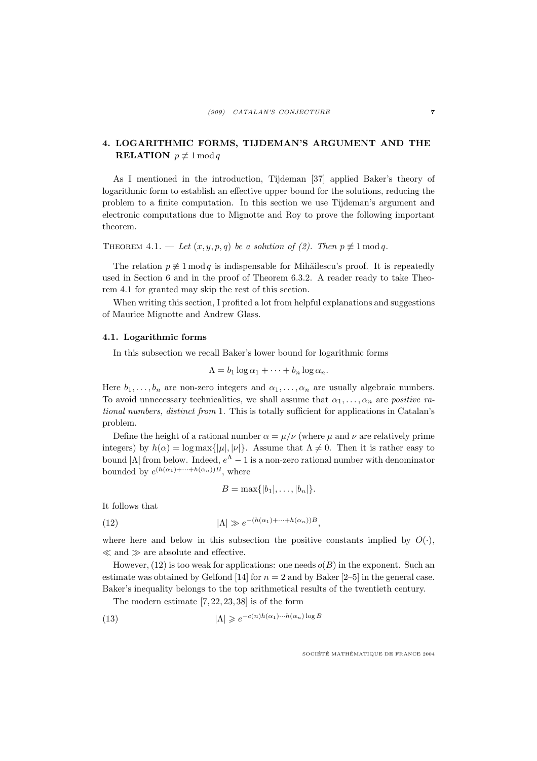## 4. LOGARITHMIC FORMS, TIJDEMAN'S ARGUMENT AND THE RELATION $p \not\equiv 1 \bmod q$

As I mentioned in the introduction, Tijdeman [37] applied Baker's theory of logarithmic form to establish an effective upper bound for the solutions, reducing the problem to a finite computation. In this section we use Tijdeman's argument and electronic computations due to Mignotte and Roy to prove the following important theorem.

THEOREM 4.1. — *Let $(x, y, p, q)$ be a solution of (2). Then $p \not\equiv 1 \bmod q$.*

The relation $p \not\equiv 1 \bmod q$ is indispensable for Mihăilescu's proof. It is repeatedly used in Section 6 and in the proof of Theorem 6.3.2. A reader ready to take Theorem 4.1 for granted may skip the rest of this section.

When writing this section, I profited a lot from helpful explanations and suggestions of Maurice Mignotte and Andrew Glass.

### 4.1. Logarithmic forms

In this subsection we recall Baker's lower bound for logarithmic forms

$$\Lambda = b_1 \log \alpha_1 + \cdots + b_n \log \alpha_n.$$

Here $b_1, \ldots, b_n$ are non-zero integers and $\alpha_1, \ldots, \alpha_n$ are usually algebraic numbers. To avoid unnecessary technicalities, we shall assume that $\alpha_1, \ldots, \alpha_n$ are *positive rational numbers, distinct from* 1. This is totally sufficient for applications in Catalan's problem.

Define the height of a rational number $\alpha = \mu/\nu$ (where $\mu$ and $\nu$ are relatively prime integers) by $h(\alpha) = \log \max\{|\mu|, |\nu|\}$. Assume that $\Lambda \neq 0$. Then it is rather easy to bound $|\Lambda|$ from below. Indeed, $e^{\Lambda} - 1$ is a non-zero rational number with denominator bounded by $e^{(h(\alpha_1)+\cdots+h(\alpha_n))B}$, where

$$B = \max\{|b_1|, \ldots, |b_n|\}.$$

It follows that

$$|\Lambda| \gg e^{-(h(\alpha_1)+\cdots+h(\alpha_n))B}, \tag{12}$$

where here and below in this subsection the positive constants implied by $O(\cdot)$, $\ll$ and $\gg$ are absolute and effective.

However, (12) is too weak for applications: one needs $o(B)$ in the exponent. Such an estimate was obtained by Gelfond [14] for $n = 2$ and by Baker [2–5] in the general case. Baker's inequality belongs to the top arithmetical results of the twentieth century.

The modern estimate [7, 22, 23, 38] is of the form

$$|\Lambda| \geqslant e^{-c(n)h(\alpha_1)\cdots h(\alpha_n)\log B} \tag{13}$$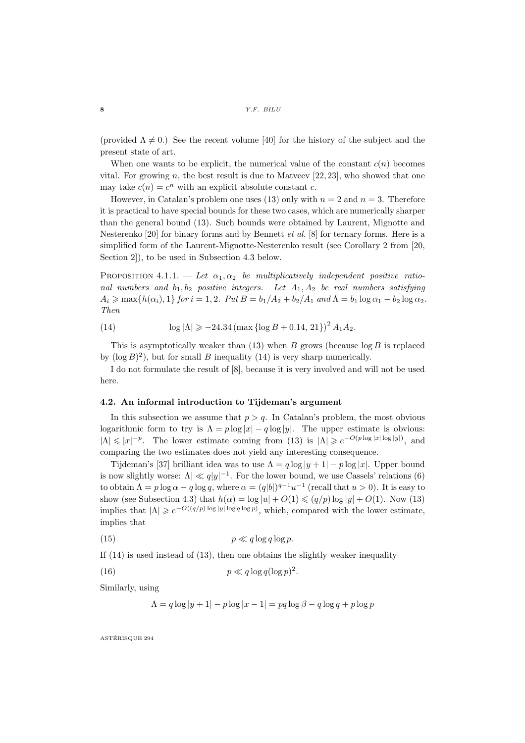(provided $\Lambda \neq 0$.) See the recent volume [40] for the history of the subject and the present state of art.

When one wants to be explicit, the numerical value of the constant $c(n)$ becomes vital. For growing $n$, the best result is due to Matveev [22, 23], who showed that one may take $c(n) = c^n$ with an explicit absolute constant $c$.

However, in Catalan's problem one uses (13) only with $n = 2$ and $n = 3$. Therefore it is practical to have special bounds for these two cases, which are numerically sharper than the general bound (13). Such bounds were obtained by Laurent, Mignotte and Nesterenko [20] for binary forms and by Bennett *et al.* [8] for ternary forms. Here is a simplified form of the Laurent-Mignotte-Nesterenko result (see Corollary 2 from [20, Section 2]), to be used in Subsection 4.3 below.

Proposition 4.1.1. — *Let $\alpha_1, \alpha_2$ be multiplicatively independent positive rational numbers and $b_1, b_2$ positive integers. Let $A_1, A_2$ be real numbers satisfying $A_i \geqslant \max\{h(\alpha_i), 1\}$ for $i = 1, 2$. Put $B = b_1/A_2 + b_2/A_1$ and $\Lambda = b_1 \log \alpha_1 - b_2 \log \alpha_2$. Then*

$$\log |\Lambda| \geqslant -24.34 \left(\max\{\log B + 0.14,\ 21\}\right)^2 A_1 A_2. \tag{14}$$

This is asymptotically weaker than (13) when $B$ grows (because $\log B$ is replaced by $(\log B)^2$), but for small $B$ inequality (14) is very sharp numerically.

I do not formulate the result of [8], because it is very involved and will not be used here.

### 4.2. An informal introduction to Tijdeman's argument

In this subsection we assume that $p > q$. In Catalan's problem, the most obvious logarithmic form to try is $\Lambda = p \log |x| - q \log |y|$. The upper estimate is obvious: $|\Lambda| \leqslant |x|^{-p}$. The lower estimate coming from (13) is $|\Lambda| \geqslant e^{-O(p \log |x| \log |y|)}$, and comparing the two estimates does not yield any interesting consequence.

Tijdeman's [37] brilliant idea was to use $\Lambda = q \log |y+1| - p \log |x|$. Upper bound is now slightly worse: $\Lambda| \ll q|y|^{-1}$. For the lower bound, we use Cassels' relations (6) to obtain $\Lambda = p \log \alpha - q \log q$, where $\alpha = (q|b|)^{q-1} u^{-1}$ (recall that $u > 0$). It is easy to show (see Subsection 4.3) that $h(\alpha) = \log |u| + O(1) \leqslant (q/p) \log |y| + O(1)$. Now (13) implies that $|\Lambda| \geqslant e^{-O((q/p) \log |y| \log q \log p)}$, which, compared with the lower estimate, implies that

$$p \ll q \log q \log p. \tag{15}$$

If (14) is used instead of (13), then one obtains the slightly weaker inequality

$$p \ll q \log q (\log p)^2. \tag{16}$$

Similarly, using

$$\Lambda = q \log |y+1| - p \log |x-1| = pq \log \beta - q \log q + p \log p$$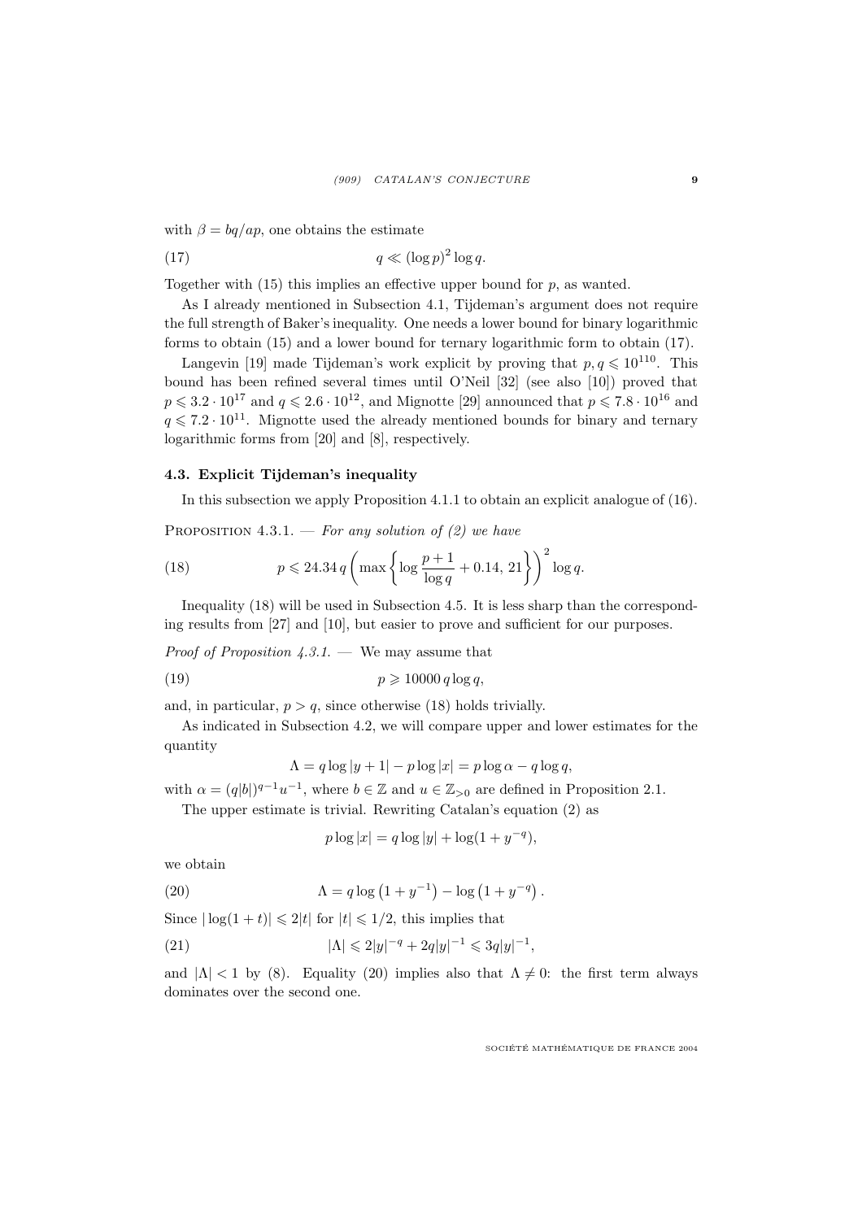with $\beta = bq/ap$, one obtains the estimate

$$q \ll (\log p)^2 \log q. \tag{17}$$

Together with (15) this implies an effective upper bound for $p$, as wanted.

As I already mentioned in Subsection 4.1, Tijdeman's argument does not require the full strength of Baker's inequality. One needs a lower bound for binary logarithmic forms to obtain (15) and a lower bound for ternary logarithmic form to obtain (17).

Langevin [19] made Tijdeman's work explicit by proving that $p, q \leqslant 10^{110}$. This bound has been refined several times until O'Neil [32] (see also [10]) proved that $p \leqslant 3.2 \cdot 10^{17}$ and $q \leqslant 2.6 \cdot 10^{12}$, and Mignotte [29] announced that $p \leqslant 7.8 \cdot 10^{16}$ and $q \leqslant 7.2 \cdot 10^{11}$. Mignotte used the already mentioned bounds for binary and ternary logarithmic forms from [20] and [8], respectively.

### 4.3. Explicit Tijdeman's inequality

In this subsection we apply Proposition 4.1.1 to obtain an explicit analogue of (16).

Proposition 4.3.1. — *For any solution of (2) we have*

$$p \leqslant 24.34\, q \left( \max\left\{ \log \frac{p+1}{\log q} + 0.14,\ 21 \right\} \right)^2 \log q. \tag{18}$$

Inequality (18) will be used in Subsection 4.5. It is less sharp than the corresponding results from [27] and [10], but easier to prove and sufficient for our purposes.

*Proof of Proposition 4.3.1.* — We may assume that

$$p \geqslant 10000\, q \log q, \tag{19}$$

and, in particular, $p > q$, since otherwise (18) holds trivially.

As indicated in Subsection 4.2, we will compare upper and lower estimates for the quantity

$$\Lambda = q \log |y+1| - p \log |x| = p \log \alpha - q \log q,$$

with $\alpha = (q|b|)^{q-1} u^{-1}$, where $b \in \mathbb{Z}$ and $u \in \mathbb{Z}_{>0}$ are defined in Proposition 2.1.

The upper estimate is trivial. Rewriting Catalan's equation (2) as

$$p \log |x| = q \log |y| + \log(1 + y^{-q}),$$

we obtain

$$\Lambda = q \log\left(1 + y^{-1}\right) - \log\left(1 + y^{-q}\right). \tag{20}$$

Since $|\log(1+t)| \leqslant 2|t|$ for $|t| \leqslant 1/2$, this implies that

$$|\Lambda| \leqslant 2|y|^{-q} + 2q|y|^{-1} \leqslant 3q|y|^{-1}, \tag{21}$$

and $|\Lambda| < 1$ by (8). Equality (20) implies also that $\Lambda \neq 0$: the first term always dominates over the second one.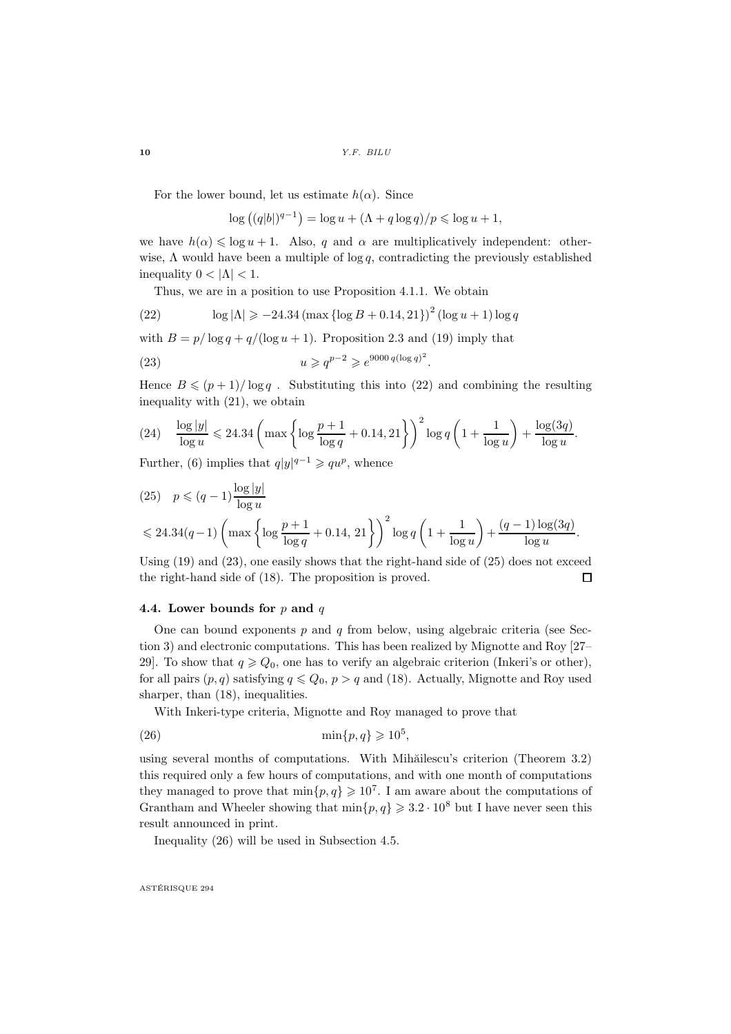For the lower bound, let us estimate $h(\alpha)$. Since

$$\log\left((q|b|)^{q-1}\right) = \log u + (\Lambda + q\log q)/p \leqslant \log u + 1,$$

we have $h(\alpha) \leqslant \log u + 1$. Also, $q$ and $\alpha$ are multiplicatively independent: otherwise, $\Lambda$ would have been a multiple of $\log q$, contradicting the previously established inequality $0 < |\Lambda| < 1$.

Thus, we are in a position to use Proposition 4.1.1. We obtain

$$\log|\Lambda| \geqslant -24.34\left(\max\{\log B + 0.14, 21\}\right)^2(\log u + 1)\log q \tag{22}$$

with $B = p/\log q + q/(\log u + 1)$. Proposition 2.3 and (19) imply that

$$u \geqslant q^{p-2} \geqslant e^{9000\, q(\log q)^2}. \tag{23}$$

Hence $B \leqslant (p+1)/\log q$ . Substituting this into (22) and combining the resulting inequality with (21), we obtain

$$\frac{\log|y|}{\log u} \leqslant 24.34\left(\max\left\{\log\frac{p+1}{\log q} + 0.14, 21\right\}\right)^2 \log q\left(1 + \frac{1}{\log u}\right) + \frac{\log(3q)}{\log u}. \tag{24}$$

Further, (6) implies that $q|y|^{q-1} \geqslant qu^p$, whence

$$\begin{aligned} p &\leqslant (q-1)\frac{\log|y|}{\log u} \\ &\leqslant 24.34(q-1)\left(\max\left\{\log\frac{p+1}{\log q} + 0.14,\ 21\right\}\right)^2 \log q\left(1 + \frac{1}{\log u}\right) + \frac{(q-1)\log(3q)}{\log u}. \end{aligned} \tag{25}$$

Using (19) and (23), one easily shows that the right-hand side of (25) does not exceed the right-hand side of (18). The proposition is proved. □

### 4.4. Lower bounds for $p$ and $q$

One can bound exponents $p$ and $q$ from below, using algebraic criteria (see Section 3) and electronic computations. This has been realized by Mignotte and Roy [27–29]. To show that $q \geqslant Q_0$, one has to verify an algebraic criterion (Inkeri's or other), for all pairs $(p, q)$ satisfying $q \leqslant Q_0$, $p > q$ and (18). Actually, Mignotte and Roy used sharper, than (18), inequalities.

With Inkeri-type criteria, Mignotte and Roy managed to prove that

$$\min\{p, q\} \geqslant 10^5, \tag{26}$$

using several months of computations. With Mihăilescu's criterion (Theorem 3.2) this required only a few hours of computations, and with one month of computations they managed to prove that $\min\{p, q\} \geqslant 10^7$. I am aware about the computations of Grantham and Wheeler showing that $\min\{p, q\} \geqslant 3.2 \cdot 10^8$ but I have never seen this result announced in print.

Inequality (26) will be used in Subsection 4.5.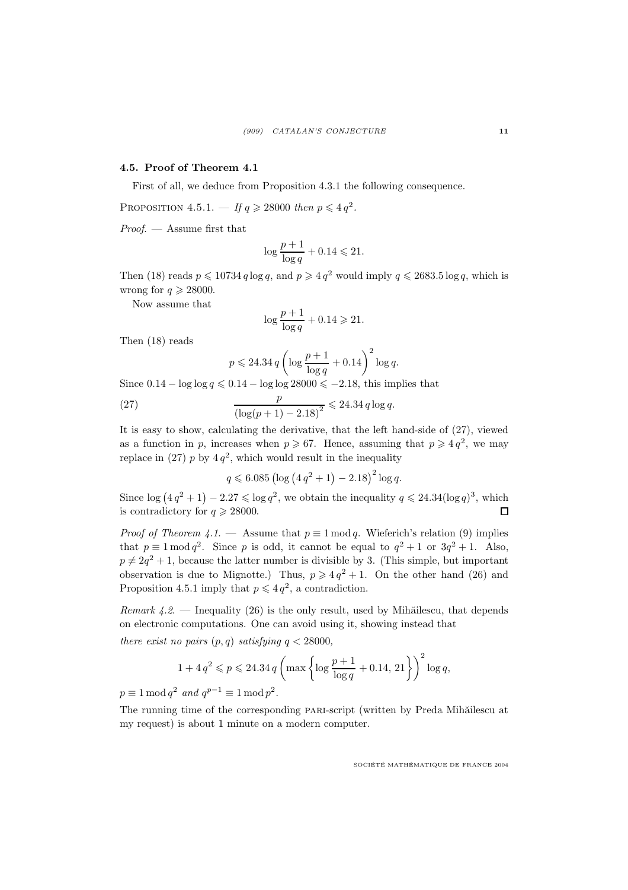### 4.5. Proof of Theorem 4.1

First of all, we deduce from Proposition 4.3.1 the following consequence.

Proposition 4.5.1. — *If $q \geqslant 28000$ then $p \leqslant 4\,q^2$.*

*Proof.* — Assume first that

$$\log \frac{p+1}{\log q} + 0.14 \leqslant 21.$$

Then (18) reads $p \leqslant 10734\,q \log q$, and $p \geqslant 4\,q^2$ would imply $q \leqslant 2683.5 \log q$, which is wrong for $q \geqslant 28000$.

Now assume that

$$\log \frac{p+1}{\log q} + 0.14 \geqslant 21.$$

Then (18) reads

$$p \leqslant 24.34\,q \left( \log \frac{p+1}{\log q} + 0.14 \right)^2 \log q.$$

Since $0.14 - \log\log q \leqslant 0.14 - \log\log 28000 \leqslant -2.18$, this implies that

$$\frac{p}{\left(\log(p+1) - 2.18\right)^2} \leqslant 24.34\,q \log q. \tag{27}$$

It is easy to show, calculating the derivative, that the left hand-side of (27), viewed as a function in $p$, increases when $p \geqslant 67$. Hence, assuming that $p \geqslant 4\,q^2$, we may replace in (27) $p$ by $4\,q^2$, which would result in the inequality

$$q \leqslant 6.085 \left(\log\left(4\,q^2+1\right) - 2.18\right)^2 \log q.$$

Since $\log\left(4\,q^2+1\right) - 2.27 \leqslant \log q^2$, we obtain the inequality $q \leqslant 24.34 (\log q)^3$, which is contradictory for $q \geqslant 28000$. ∎

*Proof of Theorem 4.1.* — Assume that $p \equiv 1 \bmod q$. Wieferich's relation (9) implies that $p \equiv 1 \bmod q^2$. Since $p$ is odd, it cannot be equal to $q^2+1$ or $3q^2+1$. Also, $p \neq 2q^2+1$, because the latter number is divisible by 3. (This simple, but important observation is due to Mignotte.) Thus, $p \geqslant 4\,q^2+1$. On the other hand (26) and Proposition 4.5.1 imply that $p \leqslant 4\,q^2$, a contradiction.

*Remark 4.2.* — Inequality (26) is the only result, used by Mihăilescu, that depends on electronic computations. One can avoid using it, showing instead that

*there exist no pairs $(p, q)$ satisfying $q < 28000$,*

$$1 + 4\,q^2 \leqslant p \leqslant 24.34\,q \left( \max\left\{ \log \frac{p+1}{\log q} + 0.14,\ 21 \right\} \right)^2 \log q,$$

*$p \equiv 1 \bmod q^2$ and $q^{p-1} \equiv 1 \bmod p^2$.*

The running time of the corresponding PARI-script (written by Preda Mihăilescu at my request) is about 1 minute on a modern computer.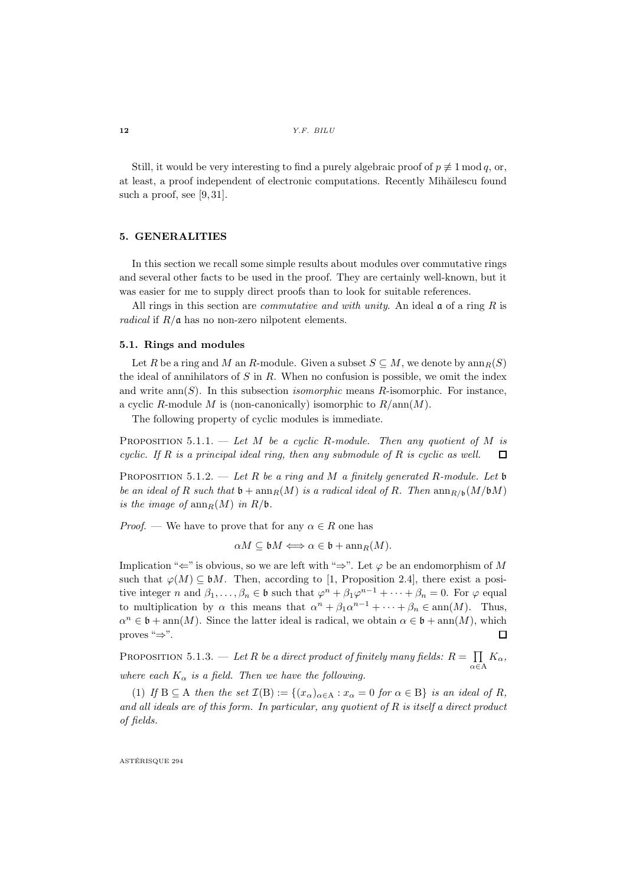Still, it would be very interesting to find a purely algebraic proof of $p \not\equiv 1 \bmod q$, or, at least, a proof independent of electronic computations. Recently Mihăilescu found such a proof, see [9, 31].

## 5. GENERALITIES

In this section we recall some simple results about modules over commutative rings and several other facts to be used in the proof. They are certainly well-known, but it was easier for me to supply direct proofs than to look for suitable references.

All rings in this section are *commutative and with unity*. An ideal $\mathfrak{a}$ of a ring $R$ is *radical* if $R/\mathfrak{a}$ has no non-zero nilpotent elements.

### 5.1. Rings and modules

Let $R$ be a ring and $M$ an $R$-module. Given a subset $S \subseteq M$, we denote by $\mathrm{ann}_R(S)$ the ideal of annihilators of $S$ in $R$. When no confusion is possible, we omit the index and write $\mathrm{ann}(S)$. In this subsection *isomorphic* means $R$-isomorphic. For instance, a cyclic $R$-module $M$ is (non-canonically) isomorphic to $R/\mathrm{ann}(M)$.

The following property of cyclic modules is immediate.

Proposition 5.1.1. — *Let $M$ be a cyclic $R$-module. Then any quotient of $M$ is cyclic. If $R$ is a principal ideal ring, then any submodule of $R$ is cyclic as well.* □

Proposition 5.1.2. — *Let $R$ be a ring and $M$ a finitely generated $R$-module. Let $\mathfrak{b}$ be an ideal of $R$ such that $\mathfrak{b} + \mathrm{ann}_R(M)$ is a radical ideal of $R$. Then $\mathrm{ann}_{R/\mathfrak{b}}(M/\mathfrak{b}M)$ is the image of $\mathrm{ann}_R(M)$ in $R/\mathfrak{b}$.*

*Proof.* — We have to prove that for any $\alpha \in R$ one has

$$\alpha M \subseteq \mathfrak{b}M \iff \alpha \in \mathfrak{b} + \mathrm{ann}_R(M).$$

Implication "$\Leftarrow$" is obvious, so we are left with "$\Rightarrow$". Let $\varphi$ be an endomorphism of $M$ such that $\varphi(M) \subseteq \mathfrak{b}M$. Then, according to [1, Proposition 2.4], there exist a positive integer $n$ and $\beta_1, \ldots, \beta_n \in \mathfrak{b}$ such that $\varphi^n + \beta_1\varphi^{n-1} + \cdots + \beta_n = 0$. For $\varphi$ equal to multiplication by $\alpha$ this means that $\alpha^n + \beta_1\alpha^{n-1} + \cdots + \beta_n \in \mathrm{ann}(M)$. Thus, $\alpha^n \in \mathfrak{b} + \mathrm{ann}(M)$. Since the latter ideal is radical, we obtain $\alpha \in \mathfrak{b} + \mathrm{ann}(M)$, which proves "$\Rightarrow$". □

Proposition 5.1.3. — *Let $R$ be a direct product of finitely many fields: $R = \prod_{\alpha \in \mathrm{A}} K_\alpha$, where each $K_\alpha$ is a field. Then we have the following.*

(1) *If $\mathrm{B} \subseteq \mathrm{A}$ then the set $\mathcal{I}(\mathrm{B}) := \{(x_\alpha)_{\alpha\in\mathrm{A}} : x_\alpha = 0 \text{ for } \alpha \in \mathrm{B}\}$ is an ideal of $R$, and all ideals are of this form. In particular, any quotient of $R$ is itself a direct product of fields.*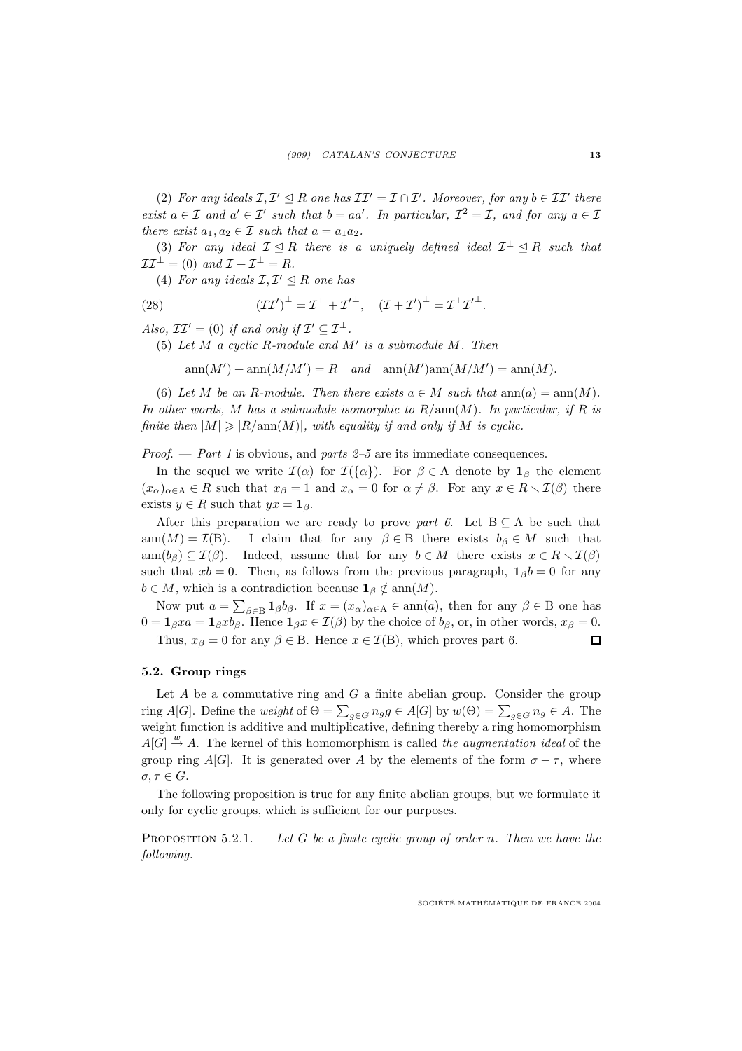(2) *For any ideals $\mathcal{I}, \mathcal{I}' \trianglelefteq R$ one has $\mathcal{I}\mathcal{I}' = \mathcal{I} \cap \mathcal{I}'$. Moreover, for any $b \in \mathcal{I}\mathcal{I}'$ there exist $a \in \mathcal{I}$ and $a' \in \mathcal{I}'$ such that $b = aa'$. In particular, $\mathcal{I}^2 = \mathcal{I}$, and for any $a \in \mathcal{I}$ there exist $a_1, a_2 \in \mathcal{I}$ such that $a = a_1 a_2$.*

(3) *For any ideal $\mathcal{I} \trianglelefteq R$ there is a uniquely defined ideal $\mathcal{I}^\perp \trianglelefteq R$ such that $\mathcal{I}\mathcal{I}^\perp = (0)$ and $\mathcal{I} + \mathcal{I}^\perp = R$.*

(4) *For any ideals $\mathcal{I}, \mathcal{I}' \trianglelefteq R$ one has*

$$(\mathcal{I}\mathcal{I}')^\perp = \mathcal{I}^\perp + \mathcal{I}'^\perp, \quad (\mathcal{I} + \mathcal{I}')^\perp = \mathcal{I}^\perp \mathcal{I}'^\perp. \tag{28}$$

*Also, $\mathcal{I}\mathcal{I}' = (0)$ if and only if $\mathcal{I}' \subseteq \mathcal{I}^\perp$.*

(5) *Let $M$ a cyclic $R$-module and $M'$ is a submodule $M$. Then*

$$\operatorname{ann}(M') + \operatorname{ann}(M/M') = R \quad \text{and} \quad \operatorname{ann}(M')\operatorname{ann}(M/M') = \operatorname{ann}(M).$$

(6) *Let $M$ be an $R$-module. Then there exists $a \in M$ such that $\operatorname{ann}(a) = \operatorname{ann}(M)$. In other words, $M$ has a submodule isomorphic to $R/\operatorname{ann}(M)$. In particular, if $R$ is finite then $|M| \geqslant |R/\operatorname{ann}(M)|$, with equality if and only if $M$ is cyclic.*

*Proof.* — *Part 1* is obvious, and *parts 2–5* are its immediate consequences.

In the sequel we write $\mathcal{I}(\alpha)$ for $\mathcal{I}(\{\alpha\})$. For $\beta \in \mathrm{A}$ denote by $\mathbf{1}_\beta$ the element $(x_\alpha)_{\alpha \in \mathrm{A}} \in R$ such that $x_\beta = 1$ and $x_\alpha = 0$ for $\alpha \neq \beta$. For any $x \in R \smallsetminus \mathcal{I}(\beta)$ there exists $y \in R$ such that $yx = \mathbf{1}_\beta$.

After this preparation we are ready to prove *part 6*. Let $\mathrm{B} \subseteq \mathrm{A}$ be such that $\operatorname{ann}(M) = \mathcal{I}(\mathrm{B})$. I claim that for any $\beta \in \mathrm{B}$ there exists $b_\beta \in M$ such that $\operatorname{ann}(b_\beta) \subseteq \mathcal{I}(\beta)$. Indeed, assume that for any $b \in M$ there exists $x \in R \smallsetminus \mathcal{I}(\beta)$ such that $xb = 0$. Then, as follows from the previous paragraph, $\mathbf{1}_\beta b = 0$ for any $b \in M$, which is a contradiction because $\mathbf{1}_\beta \notin \operatorname{ann}(M)$.

Now put $a = \sum_{\beta \in \mathrm{B}} \mathbf{1}_\beta b_\beta$. If $x = (x_\alpha)_{\alpha \in \mathrm{A}} \in \operatorname{ann}(a)$, then for any $\beta \in \mathrm{B}$ one has $0 = \mathbf{1}_\beta x a = \mathbf{1}_\beta x b_\beta$. Hence $\mathbf{1}_\beta x \in \mathcal{I}(\beta)$ by the choice of $b_\beta$, or, in other words, $x_\beta = 0$. Thus, $x_\beta = 0$ for any $\beta \in \mathrm{B}$. Hence $x \in \mathcal{I}(\mathrm{B})$, which proves part 6. □

### 5.2. Group rings

Let $A$ be a commutative ring and $G$ a finite abelian group. Consider the group ring $A[G]$. Define the *weight* of $\Theta = \sum_{g \in G} n_g g \in A[G]$ by $w(\Theta) = \sum_{g \in G} n_g \in A$. The weight function is additive and multiplicative, defining thereby a ring homomorphism $A[G] \xrightarrow{w} A$. The kernel of this homomorphism is called *the augmentation ideal* of the group ring $A[G]$. It is generated over $A$ by the elements of the form $\sigma - \tau$, where $\sigma, \tau \in G$.

The following proposition is true for any finite abelian groups, but we formulate it only for cyclic groups, which is sufficient for our purposes.

Proposition 5.2.1. — *Let $G$ be a finite cyclic group of order $n$. Then we have the following.*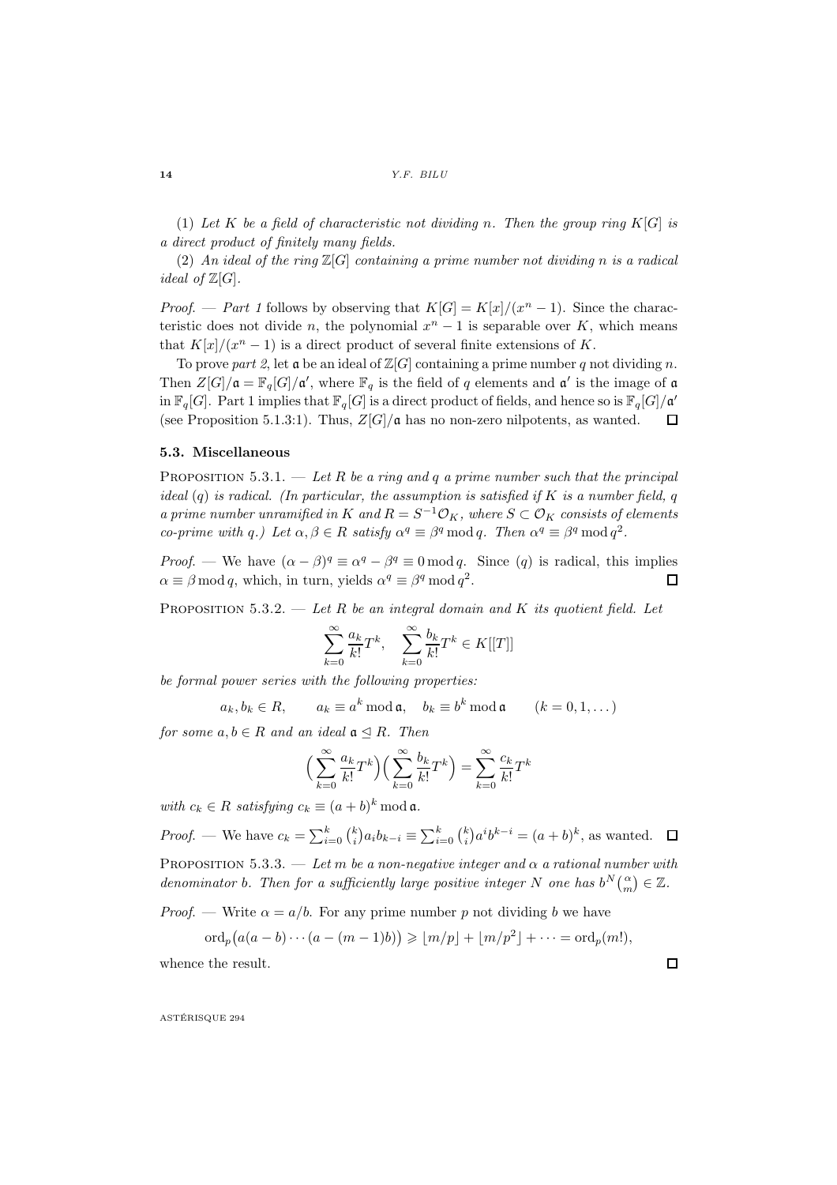(1) *Let $K$ be a field of characteristic not dividing $n$. Then the group ring $K[G]$ is a direct product of finitely many fields.*

(2) *An ideal of the ring $\mathbb{Z}[G]$ containing a prime number not dividing $n$ is a radical ideal of $\mathbb{Z}[G]$.*

*Proof*. — *Part 1* follows by observing that $K[G] = K[x]/(x^n - 1)$. Since the characteristic does not divide $n$, the polynomial $x^n - 1$ is separable over $K$, which means that $K[x]/(x^n - 1)$ is a direct product of several finite extensions of $K$.

To prove *part 2*, let $\mathfrak{a}$ be an ideal of $\mathbb{Z}[G]$ containing a prime number $q$ not dividing $n$. Then $Z[G]/\mathfrak{a} = \mathbb{F}_q[G]/\mathfrak{a}'$, where $\mathbb{F}_q$ is the field of $q$ elements and $\mathfrak{a}'$ is the image of $\mathfrak{a}$ in $\mathbb{F}_q[G]$. Part 1 implies that $\mathbb{F}_q[G]$ is a direct product of fields, and hence so is $\mathbb{F}_q[G]/\mathfrak{a}'$ (see Proposition 5.1.3:1). Thus, $Z[G]/\mathfrak{a}$ has no non-zero nilpotents, as wanted. □

### 5.3. Miscellaneous

Proposition 5.3.1. — *Let $R$ be a ring and $q$ a prime number such that the principal ideal $(q)$ is radical. (In particular, the assumption is satisfied if $K$ is a number field, $q$ a prime number unramified in $K$ and $R = S^{-1}\mathcal{O}_K$, where $S \subset \mathcal{O}_K$ consists of elements co-prime with $q$.) Let $\alpha, \beta \in R$ satisfy $\alpha^q \equiv \beta^q \bmod q$. Then $\alpha^q \equiv \beta^q \bmod q^2$.*

*Proof*. — We have $(\alpha - \beta)^q \equiv \alpha^q - \beta^q \equiv 0 \bmod q$. Since $(q)$ is radical, this implies $\alpha \equiv \beta \bmod q$, which, in turn, yields $\alpha^q \equiv \beta^q \bmod q^2$. □

Proposition 5.3.2. — *Let $R$ be an integral domain and $K$ its quotient field. Let*

$$\sum_{k=0}^{\infty} \frac{a_k}{k!} T^k, \quad \sum_{k=0}^{\infty} \frac{b_k}{k!} T^k \in K[[T]]$$

*be formal power series with the following properties:*

$$a_k, b_k \in R, \qquad a_k \equiv a^k \bmod \mathfrak{a}, \quad b_k \equiv b^k \bmod \mathfrak{a} \qquad (k = 0, 1, \dots)$$

*for some $a, b \in R$ and an ideal $\mathfrak{a} \trianglelefteq R$. Then*

$$\Big(\sum_{k=0}^{\infty} \frac{a_k}{k!} T^k\Big)\Big(\sum_{k=0}^{\infty} \frac{b_k}{k!} T^k\Big) = \sum_{k=0}^{\infty} \frac{c_k}{k!} T^k$$

*with $c_k \in R$ satisfying $c_k \equiv (a + b)^k \bmod \mathfrak{a}$.*

*Proof*. — We have $c_k = \sum_{i=0}^{k} \binom{k}{i} a_i b_{k-i} \equiv \sum_{i=0}^{k} \binom{k}{i} a^i b^{k-i} = (a + b)^k$, as wanted. □

Proposition 5.3.3. — *Let $m$ be a non-negative integer and $\alpha$ a rational number with denominator $b$. Then for a sufficiently large positive integer $N$ one has $b^N \binom{\alpha}{m} \in \mathbb{Z}$.*

*Proof*. — Write $\alpha = a/b$. For any prime number $p$ not dividing $b$ we have

$$\mathrm{ord}_p\big(a(a - b) \cdots (a - (m - 1)b)\big) \geqslant \lfloor m/p \rfloor + \lfloor m/p^2 \rfloor + \cdots = \mathrm{ord}_p(m!),$$

whence the result. □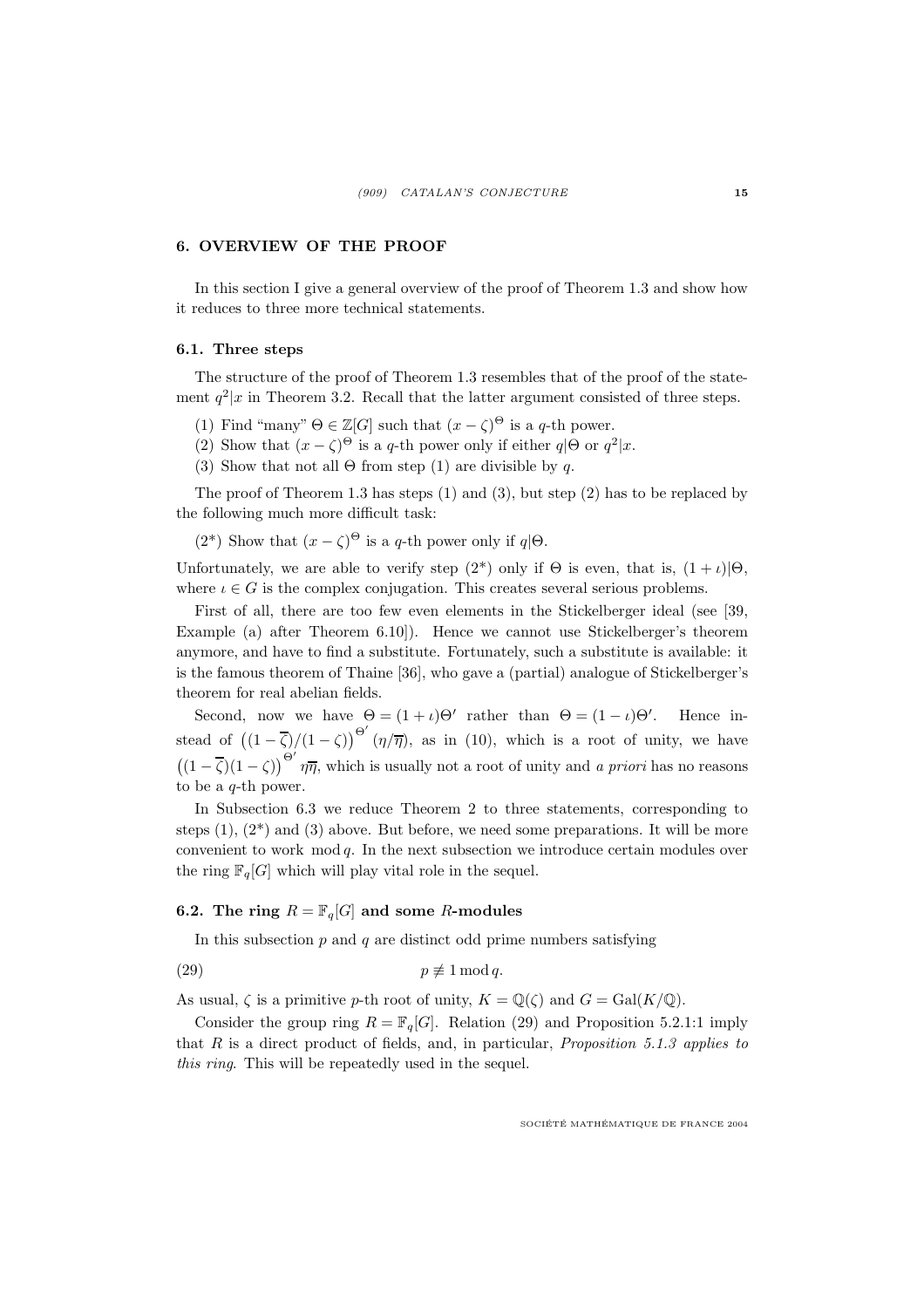## 6. OVERVIEW OF THE PROOF

In this section I give a general overview of the proof of Theorem 1.3 and show how it reduces to three more technical statements.

### 6.1. Three steps

The structure of the proof of Theorem 1.3 resembles that of the proof of the statement $q^2|x$ in Theorem 3.2. Recall that the latter argument consisted of three steps.

(1) Find "many" $\Theta \in \mathbb{Z}[G]$ such that $(x-\zeta)^\Theta$ is a $q$-th power.

(2) Show that $(x-\zeta)^\Theta$ is a $q$-th power only if either $q|\Theta$ or $q^2|x$.

(3) Show that not all $\Theta$ from step (1) are divisible by $q$.

The proof of Theorem 1.3 has steps (1) and (3), but step (2) has to be replaced by the following much more difficult task:

(2*) Show that $(x-\zeta)^\Theta$ is a $q$-th power only if $q|\Theta$.

Unfortunately, we are able to verify step (2*) only if $\Theta$ is even, that is, $(1+\iota)|\Theta$, where $\iota \in G$ is the complex conjugation. This creates several serious problems.

First of all, there are too few even elements in the Stickelberger ideal (see [39, Example (a) after Theorem 6.10]). Hence we cannot use Stickelberger's theorem anymore, and have to find a substitute. Fortunately, such a substitute is available: it is the famous theorem of Thaine [36], who gave a (partial) analogue of Stickelberger's theorem for real abelian fields.

Second, now we have $\Theta = (1+\iota)\Theta'$ rather than $\Theta = (1-\iota)\Theta'$. Hence instead of $\left((1-\overline{\zeta})/(1-\zeta)\right)^{\Theta'}(\eta/\overline{\eta})$, as in (10), which is a root of unity, we have $\left((1-\overline{\zeta})(1-\zeta)\right)^{\Theta'}\eta\overline{\eta}$, which is usually not a root of unity and *a priori* has no reasons to be a $q$-th power.

In Subsection 6.3 we reduce Theorem 2 to three statements, corresponding to steps (1), (2*) and (3) above. But before, we need some preparations. It will be more convenient to work $\bmod q$. In the next subsection we introduce certain modules over the ring $\mathbb{F}_q[G]$ which will play vital role in the sequel.

### 6.2. The ring $R = \mathbb{F}_q[G]$ and some $R$-modules

In this subsection $p$ and $q$ are distinct odd prime numbers satisfying

$$p \not\equiv 1 \bmod q. \tag{29}$$

As usual, $\zeta$ is a primitive $p$-th root of unity, $K = \mathbb{Q}(\zeta)$ and $G = \mathrm{Gal}(K/\mathbb{Q})$.

Consider the group ring $R = \mathbb{F}_q[G]$. Relation (29) and Proposition 5.2.1:1 imply that $R$ is a direct product of fields, and, in particular, *Proposition 5.1.3 applies to this ring*. This will be repeatedly used in the sequel.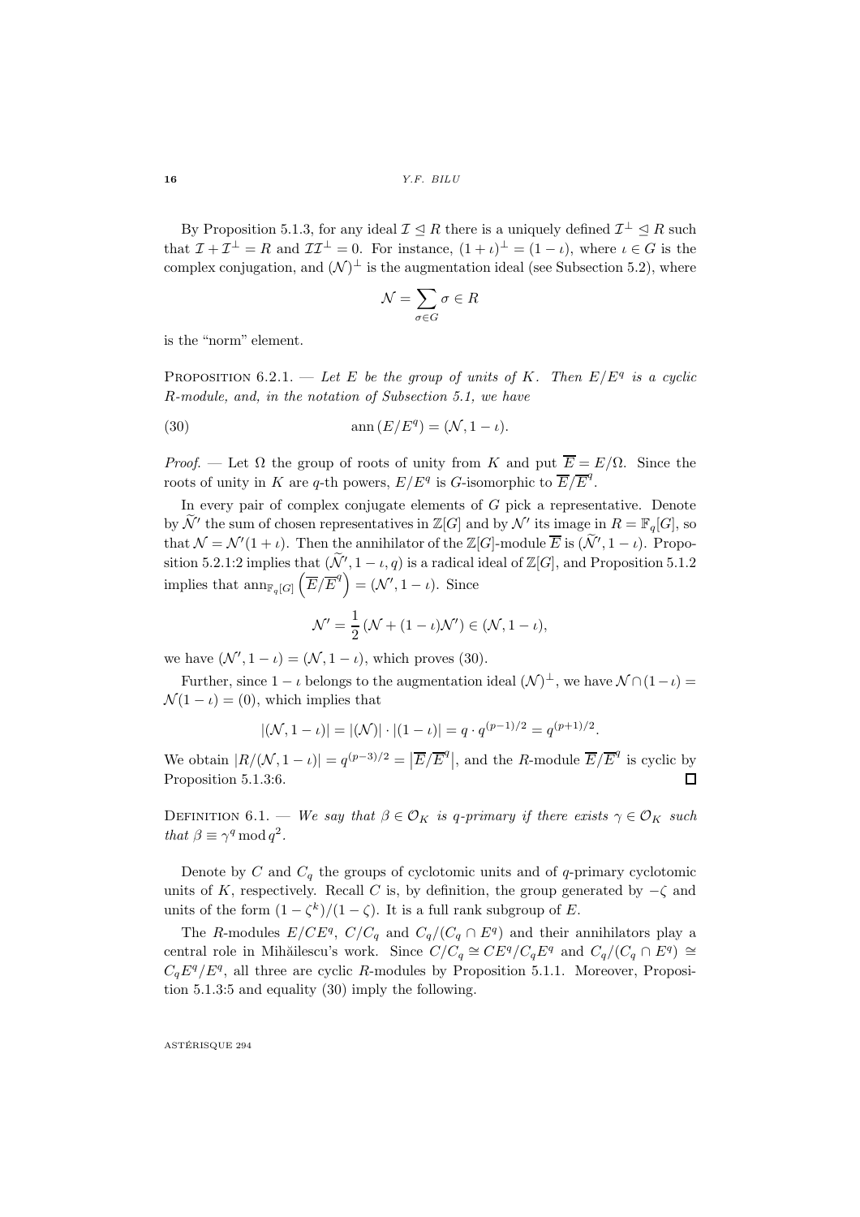By Proposition 5.1.3, for any ideal $\mathcal{I} \trianglelefteq R$ there is a uniquely defined $\mathcal{I}^\perp \trianglelefteq R$ such that $\mathcal{I} + \mathcal{I}^\perp = R$ and $\mathcal{I}\mathcal{I}^\perp = 0$. For instance, $(1+\iota)^\perp = (1-\iota)$, where $\iota \in G$ is the complex conjugation, and $(\mathcal{N})^\perp$ is the augmentation ideal (see Subsection 5.2), where

$$\mathcal{N} = \sum_{\sigma \in G} \sigma \in R$$

is the "norm" element.

Proposition 6.2.1. — *Let $E$ be the group of units of $K$. Then $E/E^q$ is a cyclic $R$-module, and, in the notation of Subsection 5.1, we have*

$$\operatorname{ann}(E/E^q) = (\mathcal{N}, 1-\iota). \tag{30}$$

*Proof.* — Let $\Omega$ the group of roots of unity from $K$ and put $\overline{E} = E/\Omega$. Since the roots of unity in $K$ are $q$-th powers, $E/E^q$ is $G$-isomorphic to $\overline{E}/\overline{E}^q$.

In every pair of complex conjugate elements of $G$ pick a representative. Denote by $\widetilde{\mathcal{N}}'$ the sum of chosen representatives in $\mathbb{Z}[G]$ and by $\mathcal{N}'$ its image in $R = \mathbb{F}_q[G]$, so that $\mathcal{N} = \mathcal{N}'(1+\iota)$. Then the annihilator of the $\mathbb{Z}[G]$-module $\overline{E}$ is $(\widetilde{\mathcal{N}}', 1-\iota)$. Proposition 5.2.1:2 implies that $(\widetilde{\mathcal{N}}', 1-\iota, q)$ is a radical ideal of $\mathbb{Z}[G]$, and Proposition 5.1.2 implies that $\operatorname{ann}_{\mathbb{F}_q[G]}\left(\overline{E}/\overline{E}^q\right) = (\mathcal{N}', 1-\iota)$. Since

$$\mathcal{N}' = \frac{1}{2}\left(\mathcal{N} + (1-\iota)\mathcal{N}'\right) \in (\mathcal{N}, 1-\iota),$$

we have $(\mathcal{N}', 1-\iota) = (\mathcal{N}, 1-\iota)$, which proves (30).

Further, since $1-\iota$ belongs to the augmentation ideal $(\mathcal{N})^\perp$, we have $\mathcal{N} \cap (1-\iota) = \mathcal{N}(1-\iota) = (0)$, which implies that

$$|(\mathcal{N}, 1-\iota)| = |(\mathcal{N})| \cdot |(1-\iota)| = q \cdot q^{(p-1)/2} = q^{(p+1)/2}.$$

We obtain $|R/(\mathcal{N}, 1-\iota)| = q^{(p-3)/2} = \left|\overline{E}/\overline{E}^q\right|$, and the $R$-module $\overline{E}/\overline{E}^q$ is cyclic by Proposition 5.1.3:6. $\square$

Definition 6.1. — *We say that $\beta \in \mathcal{O}_K$ is $q$-primary if there exists $\gamma \in \mathcal{O}_K$ such that $\beta \equiv \gamma^q \bmod q^2$.*

Denote by $C$ and $C_q$ the groups of cyclotomic units and of $q$-primary cyclotomic units of $K$, respectively. Recall $C$ is, by definition, the group generated by $-\zeta$ and units of the form $(1-\zeta^k)/(1-\zeta)$. It is a full rank subgroup of $E$.

The $R$-modules $E/CE^q$, $C/C_q$ and $C_q/(C_q \cap E^q)$ and their annihilators play a central role in Mihăilescu's work. Since $C/C_q \cong CE^q/C_qE^q$ and $C_q/(C_q \cap E^q) \cong C_qE^q/E^q$, all three are cyclic $R$-modules by Proposition 5.1.1. Moreover, Proposition 5.1.3:5 and equality (30) imply the following.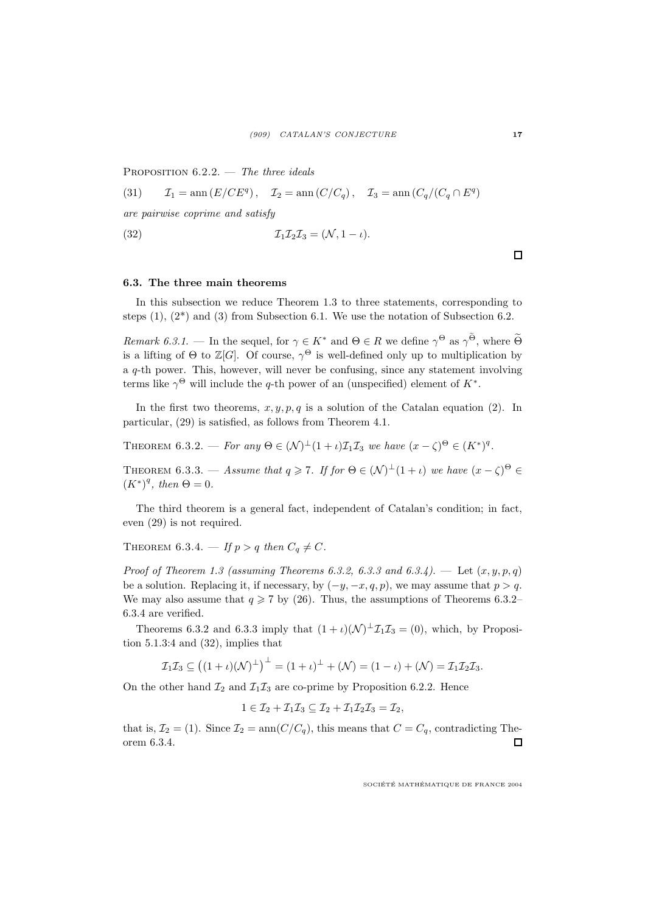PROPOSITION 6.2.2. — *The three ideals*

$$\mathcal{I}_1 = \operatorname{ann}(E/CE^q), \quad \mathcal{I}_2 = \operatorname{ann}(C/C_q), \quad \mathcal{I}_3 = \operatorname{ann}(C_q/(C_q \cap E^q)) \tag{31}$$

*are pairwise coprime and satisfy*

$$\mathcal{I}_1\mathcal{I}_2\mathcal{I}_3 = (\mathcal{N}, 1-\iota). \tag{32}$$

□

### 6.3. The three main theorems

In this subsection we reduce Theorem 1.3 to three statements, corresponding to steps (1), (2*) and (3) from Subsection 6.1. We use the notation of Subsection 6.2.

*Remark 6.3.1.* — In the sequel, for $\gamma \in K^*$ and $\Theta \in R$ we define $\gamma^\Theta$ as $\gamma^{\widetilde{\Theta}}$, where $\widetilde{\Theta}$ is a lifting of $\Theta$ to $\mathbb{Z}[G]$. Of course, $\gamma^\Theta$ is well-defined only up to multiplication by a $q$-th power. This, however, will never be confusing, since any statement involving terms like $\gamma^\Theta$ will include the $q$-th power of an (unspecified) element of $K^*$.

In the first two theorems, $x, y, p, q$ is a solution of the Catalan equation (2). In particular, (29) is satisfied, as follows from Theorem 4.1.

THEOREM 6.3.2. — *For any $\Theta \in (\mathcal{N})^\perp(1+\iota)\mathcal{I}_1\mathcal{I}_3$ we have $(x-\zeta)^\Theta \in (K^*)^q$.*

THEOREM 6.3.3. — *Assume that $q \geqslant 7$. If for $\Theta \in (\mathcal{N})^\perp(1+\iota)$ we have $(x-\zeta)^\Theta \in (K^*)^q$, then $\Theta = 0$.*

The third theorem is a general fact, independent of Catalan's condition; in fact, even (29) is not required.

THEOREM 6.3.4. — *If $p > q$ then $C_q \neq C$.*

*Proof of Theorem 1.3 (assuming Theorems 6.3.2, 6.3.3 and 6.3.4).* — Let $(x, y, p, q)$ be a solution. Replacing it, if necessary, by $(-y, -x, q, p)$, we may assume that $p > q$. We may also assume that $q \geqslant 7$ by (26). Thus, the assumptions of Theorems 6.3.2–6.3.4 are verified.

Theorems 6.3.2 and 6.3.3 imply that $(1+\iota)(\mathcal{N})^\perp\mathcal{I}_1\mathcal{I}_3 = (0)$, which, by Proposition 5.1.3:4 and (32), implies that

$$\mathcal{I}_1\mathcal{I}_3 \subseteq \left((1+\iota)(\mathcal{N})^\perp\right)^\perp = (1+\iota)^\perp + (\mathcal{N}) = (1-\iota) + (\mathcal{N}) = \mathcal{I}_1\mathcal{I}_2\mathcal{I}_3.$$

On the other hand $\mathcal{I}_2$ and $\mathcal{I}_1\mathcal{I}_3$ are co-prime by Proposition 6.2.2. Hence

$$1 \in \mathcal{I}_2 + \mathcal{I}_1\mathcal{I}_3 \subseteq \mathcal{I}_2 + \mathcal{I}_1\mathcal{I}_2\mathcal{I}_3 = \mathcal{I}_2,$$

that is, $\mathcal{I}_2 = (1)$. Since $\mathcal{I}_2 = \operatorname{ann}(C/C_q)$, this means that $C = C_q$, contradicting Theorem 6.3.4. □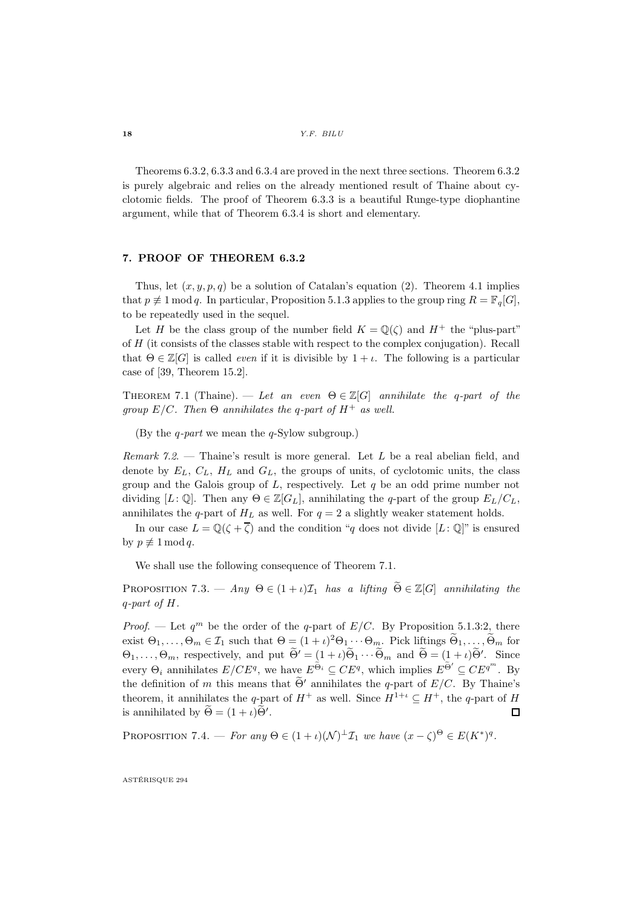Theorems 6.3.2, 6.3.3 and 6.3.4 are proved in the next three sections. Theorem 6.3.2 is purely algebraic and relies on the already mentioned result of Thaine about cyclotomic fields. The proof of Theorem 6.3.3 is a beautiful Runge-type diophantine argument, while that of Theorem 6.3.4 is short and elementary.

## 7. PROOF OF THEOREM 6.3.2

Thus, let $(x, y, p, q)$ be a solution of Catalan's equation (2). Theorem 4.1 implies that $p \not\equiv 1 \bmod q$. In particular, Proposition 5.1.3 applies to the group ring $R = \mathbb{F}_q[G]$, to be repeatedly used in the sequel.

Let $H$ be the class group of the number field $K = \mathbb{Q}(\zeta)$ and $H^+$ the "plus-part" of $H$ (it consists of the classes stable with respect to the complex conjugation). Recall that $\Theta \in \mathbb{Z}[G]$ is called *even* if it is divisible by $1 + \iota$. The following is a particular case of [39, Theorem 15.2].

Theorem 7.1 (Thaine). — *Let an even $\Theta \in \mathbb{Z}[G]$ annihilate the $q$-part of the group $E/C$. Then $\Theta$ annihilates the $q$-part of $H^+$ as well.*

(By the *q-part* we mean the $q$-Sylow subgroup.)

*Remark 7.2.* — Thaine's result is more general. Let $L$ be a real abelian field, and denote by $E_L$, $C_L$, $H_L$ and $G_L$, the groups of units, of cyclotomic units, the class group and the Galois group of $L$, respectively. Let $q$ be an odd prime number not dividing $[L\colon \mathbb{Q}]$. Then any $\Theta \in \mathbb{Z}[G_L]$, annihilating the $q$-part of the group $E_L/C_L$, annihilates the $q$-part of $H_L$ as well. For $q = 2$ a slightly weaker statement holds.

In our case $L = \mathbb{Q}(\zeta + \overline{\zeta})$ and the condition "$q$ does not divide $[L\colon \mathbb{Q}]$" is ensured by $p \not\equiv 1 \bmod q$.

We shall use the following consequence of Theorem 7.1.

Proposition 7.3. — *Any $\Theta \in (1+\iota)\mathcal{I}_1$ has a lifting $\widetilde{\Theta} \in \mathbb{Z}[G]$ annihilating the $q$-part of $H$.*

*Proof.* — Let $q^m$ be the order of the $q$-part of $E/C$. By Proposition 5.1.3:2, there exist $\Theta_1, \ldots, \Theta_m \in \mathcal{I}_1$ such that $\Theta = (1+\iota)^2\Theta_1 \cdots \Theta_m$. Pick liftings $\widetilde{\Theta}_1, \ldots, \widetilde{\Theta}_m$ for $\Theta_1, \ldots, \Theta_m$, respectively, and put $\widetilde{\Theta}' = (1+\iota)\widetilde{\Theta}_1 \cdots \widetilde{\Theta}_m$ and $\widetilde{\Theta} = (1+\iota)\widetilde{\Theta}'$. Since every $\Theta_i$ annihilates $E/CE^q$, we have $E^{\widetilde{\Theta}_i} \subseteq CE^q$, which implies $E^{\widetilde{\Theta}'} \subseteq CE^{q^m}$. By the definition of $m$ this means that $\widetilde{\Theta}'$ annihilates the $q$-part of $E/C$. By Thaine's theorem, it annihilates the $q$-part of $H^+$ as well. Since $H^{1+\iota} \subseteq H^+$, the $q$-part of $H$ is annihilated by $\widetilde{\Theta} = (1+\iota)\widetilde{\Theta}'$. $\square$

Proposition 7.4. — *For any $\Theta \in (1+\iota)(\mathcal{N})^{\perp}\mathcal{I}_1$ we have $(x-\zeta)^{\Theta} \in E(K^*)^q$.*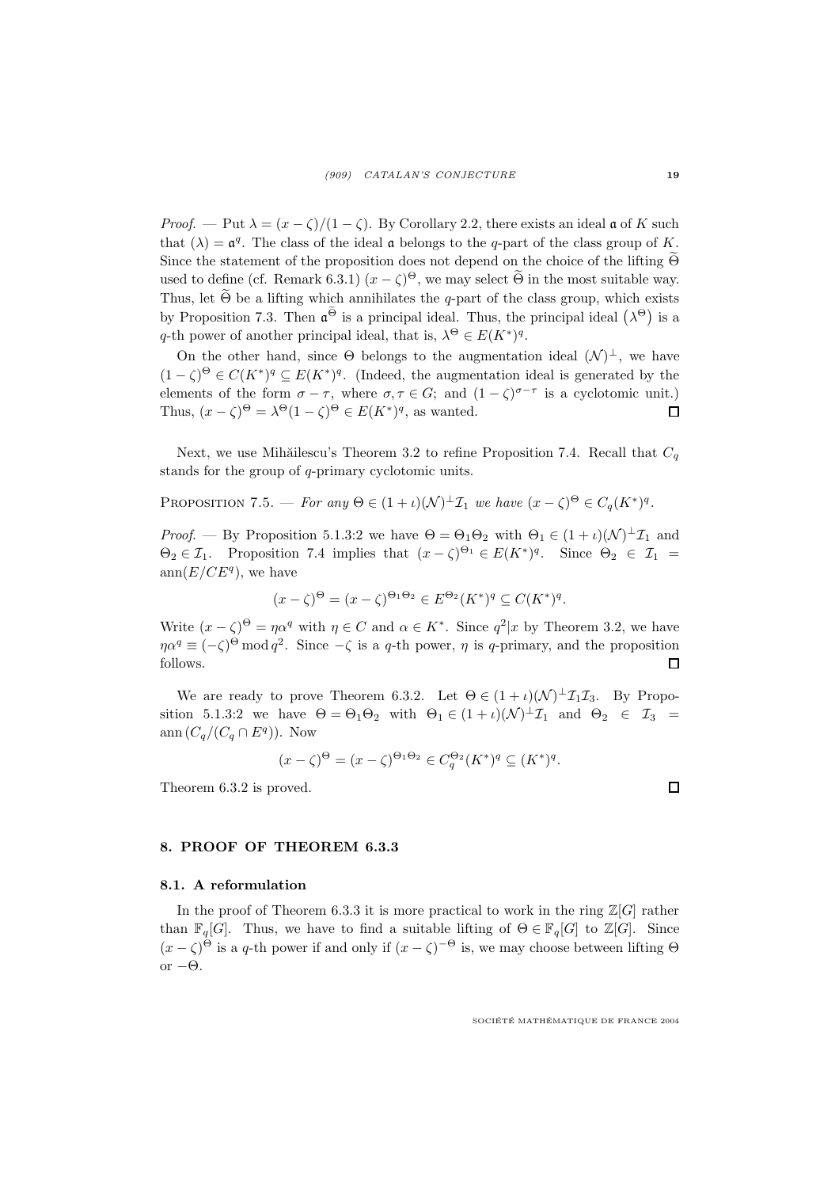*Proof*. — Put $\lambda = (x-\zeta)/(1-\zeta)$. By Corollary 2.2, there exists an ideal $\mathfrak{a}$ of $K$ such that $(\lambda) = \mathfrak{a}^q$. The class of the ideal $\mathfrak{a}$ belongs to the $q$-part of the class group of $K$. Since the statement of the proposition does not depend on the choice of the lifting $\widetilde{\Theta}$ used to define (cf. Remark 6.3.1) $(x-\zeta)^\Theta$, we may select $\widetilde{\Theta}$ in the most suitable way. Thus, let $\widetilde{\Theta}$ be a lifting which annihilates the $q$-part of the class group, which exists by Proposition 7.3. Then $\mathfrak{a}^{\widetilde{\Theta}}$ is a principal ideal. Thus, the principal ideal $(\lambda^\Theta)$ is a $q$-th power of another principal ideal, that is, $\lambda^\Theta \in E(K^*)^q$.

On the other hand, since $\Theta$ belongs to the augmentation ideal $(\mathcal{N})^\perp$, we have $(1-\zeta)^\Theta \in C(K^*)^q \subseteq E(K^*)^q$. (Indeed, the augmentation ideal is generated by the elements of the form $\sigma - \tau$, where $\sigma, \tau \in G$; and $(1-\zeta)^{\sigma-\tau}$ is a cyclotomic unit.) Thus, $(x-\zeta)^\Theta = \lambda^\Theta (1-\zeta)^\Theta \in E(K^*)^q$, as wanted. □

Next, we use Mihăilescu's Theorem 3.2 to refine Proposition 7.4. Recall that $C_q$ stands for the group of $q$-primary cyclotomic units.

Proposition 7.5. — *For any $\Theta \in (1+\iota)(\mathcal{N})^\perp \mathcal{I}_1$ we have $(x-\zeta)^\Theta \in C_q(K^*)^q$.*

*Proof*. — By Proposition 5.1.3:2 we have $\Theta = \Theta_1\Theta_2$ with $\Theta_1 \in (1+\iota)(\mathcal{N})^\perp \mathcal{I}_1$ and $\Theta_2 \in \mathcal{I}_1$. Proposition 7.4 implies that $(x-\zeta)^{\Theta_1} \in E(K^*)^q$. Since $\Theta_2 \in \mathcal{I}_1 = \operatorname{ann}(E/CE^q)$, we have

$$(x-\zeta)^\Theta = (x-\zeta)^{\Theta_1\Theta_2} \in E^{\Theta_2}(K^*)^q \subseteq C(K^*)^q.$$

Write $(x-\zeta)^\Theta = \eta\alpha^q$ with $\eta \in C$ and $\alpha \in K^*$. Since $q^2 | x$ by Theorem 3.2, we have $\eta\alpha^q \equiv (-\zeta)^\Theta \bmod q^2$. Since $-\zeta$ is a $q$-th power, $\eta$ is $q$-primary, and the proposition follows. □

We are ready to prove Theorem 6.3.2. Let $\Theta \in (1+\iota)(\mathcal{N})^\perp \mathcal{I}_1\mathcal{I}_3$. By Proposition 5.1.3:2 we have $\Theta = \Theta_1\Theta_2$ with $\Theta_1 \in (1+\iota)(\mathcal{N})^\perp \mathcal{I}_1$ and $\Theta_2 \in \mathcal{I}_3 = \operatorname{ann}(C_q/(C_q \cap E^q))$. Now

$$(x-\zeta)^\Theta = (x-\zeta)^{\Theta_1\Theta_2} \in C_q^{\Theta_2}(K^*)^q \subseteq (K^*)^q.$$

Theorem 6.3.2 is proved. □

## 8. PROOF OF THEOREM 6.3.3

### 8.1. A reformulation

In the proof of Theorem 6.3.3 it is more practical to work in the ring $\mathbb{Z}[G]$ rather than $\mathbb{F}_q[G]$. Thus, we have to find a suitable lifting of $\Theta \in \mathbb{F}_q[G]$ to $\mathbb{Z}[G]$. Since $(x-\zeta)^\Theta$ is a $q$-th power if and only if $(x-\zeta)^{-\Theta}$ is, we may choose between lifting $\Theta$ or $-\Theta$.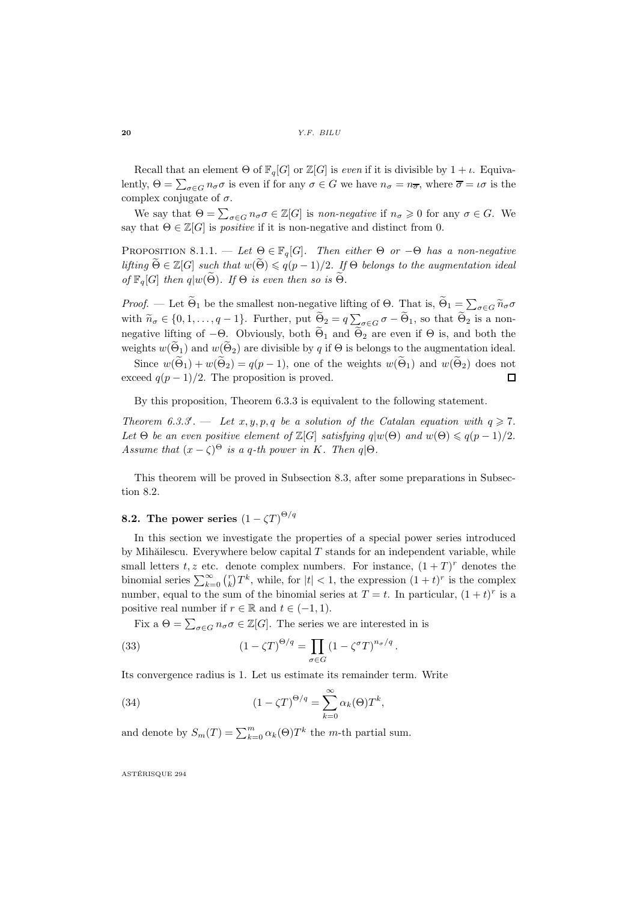Recall that an element $\Theta$ of $\mathbb{F}_q[G]$ or $\mathbb{Z}[G]$ is *even* if it is divisible by $1+\iota$. Equivalently, $\Theta = \sum_{\sigma\in G} n_\sigma \sigma$ is even if for any $\sigma \in G$ we have $n_\sigma = n_{\overline{\sigma}}$, where $\overline{\sigma} = \iota\sigma$ is the complex conjugate of $\sigma$.

We say that $\Theta = \sum_{\sigma\in G} n_\sigma \sigma \in \mathbb{Z}[G]$ is *non-negative* if $n_\sigma \geqslant 0$ for any $\sigma \in G$. We say that $\Theta \in \mathbb{Z}[G]$ is *positive* if it is non-negative and distinct from 0.

Proposition 8.1.1. — *Let $\Theta \in \mathbb{F}_q[G]$. Then either $\Theta$ or $-\Theta$ has a non-negative lifting $\widetilde{\Theta} \in \mathbb{Z}[G]$ such that $w(\widetilde{\Theta}) \leqslant q(p-1)/2$. If $\Theta$ belongs to the augmentation ideal of $\mathbb{F}_q[G]$ then $q|w(\widetilde{\Theta})$. If $\Theta$ is even then so is $\widetilde{\Theta}$.*

*Proof.* — Let $\widetilde{\Theta}_1$ be the smallest non-negative lifting of $\Theta$. That is, $\widetilde{\Theta}_1 = \sum_{\sigma\in G} \widetilde{n}_\sigma \sigma$ with $\widetilde{n}_\sigma \in \{0, 1, \ldots, q-1\}$. Further, put $\widetilde{\Theta}_2 = q\sum_{\sigma\in G}\sigma - \widetilde{\Theta}_1$, so that $\widetilde{\Theta}_2$ is a non-negative lifting of $-\Theta$. Obviously, both $\widetilde{\Theta}_1$ and $\widetilde{\Theta}_2$ are even if $\Theta$ is, and both the weights $w(\widetilde{\Theta}_1)$ and $w(\widetilde{\Theta}_2)$ are divisible by $q$ if $\Theta$ is belongs to the augmentation ideal.

Since $w(\widetilde{\Theta}_1) + w(\widetilde{\Theta}_2) = q(p-1)$, one of the weights $w(\widetilde{\Theta}_1)$ and $w(\widetilde{\Theta}_2)$ does not exceed $q(p-1)/2$. The proposition is proved. $\square$

By this proposition, Theorem 6.3.3 is equivalent to the following statement.

*Theorem 6.3.3′. — Let $x, y, p, q$ be a solution of the Catalan equation with $q \geqslant 7$. Let $\Theta$ be an even positive element of $\mathbb{Z}[G]$ satisfying $q|w(\Theta)$ and $w(\Theta) \leqslant q(p-1)/2$. Assume that $(x-\zeta)^\Theta$ is a $q$-th power in $K$. Then $q|\Theta$.*

This theorem will be proved in Subsection 8.3, after some preparations in Subsection 8.2.

## 8.2. The power series $(1-\zeta T)^{\Theta/q}$

In this section we investigate the properties of a special power series introduced by Mihăilescu. Everywhere below capital $T$ stands for an independent variable, while small letters $t, z$ etc. denote complex numbers. For instance, $(1+T)^r$ denotes the binomial series $\sum_{k=0}^{\infty}\binom{r}{k}T^k$, while, for $|t| < 1$, the expression $(1+t)^r$ is the complex number, equal to the sum of the binomial series at $T = t$. In particular, $(1+t)^r$ is a positive real number if $r \in \mathbb{R}$ and $t \in (-1, 1)$.

Fix a $\Theta = \sum_{\sigma\in G} n_\sigma\sigma \in \mathbb{Z}[G]$. The series we are interested in is

$$(1-\zeta T)^{\Theta/q} = \prod_{\sigma\in G}(1-\zeta^\sigma T)^{n_\sigma/q}. \tag{33}$$

Its convergence radius is 1. Let us estimate its remainder term. Write

$$(1-\zeta T)^{\Theta/q} = \sum_{k=0}^{\infty}\alpha_k(\Theta)T^k, \tag{34}$$

and denote by $S_m(T) = \sum_{k=0}^{m}\alpha_k(\Theta)T^k$ the $m$-th partial sum.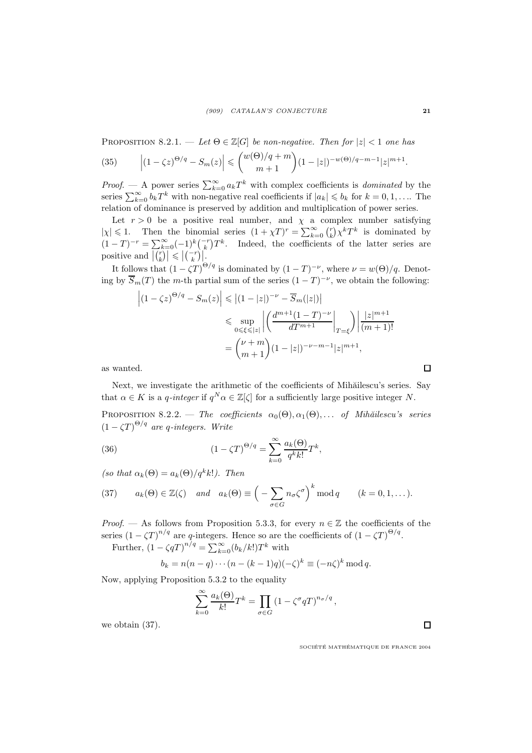PROPOSITION 8.2.1. — *Let $\Theta \in \mathbb{Z}[G]$ be non-negative. Then for $|z| < 1$ one has*

$$\left|(1-\zeta z)^{\Theta/q} - S_m(z)\right| \leqslant \binom{w(\Theta)/q + m}{m+1}(1-|z|)^{-w(\Theta)/q-m-1}|z|^{m+1}. \tag{35}$$

*Proof.* — A power series $\sum_{k=0}^{\infty} a_k T^k$ with complex coefficients is *dominated* by the series $\sum_{k=0}^{\infty} b_k T^k$ with non-negative real coefficients if $|a_k| \leqslant b_k$ for $k = 0, 1, \ldots$. The relation of dominance is preserved by addition and multiplication of power series.

Let $r > 0$ be a positive real number, and $\chi$ a complex number satisfying $|\chi| \leqslant 1$. Then the binomial series $(1+\chi T)^r = \sum_{k=0}^{\infty} \binom{r}{k} \chi^k T^k$ is dominated by $(1-T)^{-r} = \sum_{k=0}^{\infty} (-1)^k \binom{-r}{k} T^k$. Indeed, the coefficients of the latter series are positive and $\left|\binom{r}{k}\right| \leqslant \left|\binom{-r}{k}\right|$.

It follows that $(1-\zeta T)^{\Theta/q}$ is dominated by $(1-T)^{-\nu}$, where $\nu = w(\Theta)/q$. Denoting by $\overline{S}_m(T)$ the $m$-th partial sum of the series $(1-T)^{-\nu}$, we obtain the following:

$$\begin{aligned}
\left|(1-\zeta z)^{\Theta/q} - S_m(z)\right| &\leqslant \left|(1-|z|)^{-\nu} - \overline{S}_m(|z|)\right| \\
&\leqslant \sup_{0 \leqslant \xi \leqslant |z|} \left| \left( \frac{d^{m+1}(1-T)^{-\nu}}{dT^{m+1}} \bigg|_{T=\xi} \right) \right| \frac{|z|^{m+1}}{(m+1)!} \\
&= \binom{\nu+m}{m+1}(1-|z|)^{-\nu-m-1}|z|^{m+1},
\end{aligned}$$

as wanted. $\square$

Next, we investigate the arithmetic of the coefficients of Mihăilescu's series. Say that $\alpha \in K$ is a *$q$-integer* if $q^N \alpha \in \mathbb{Z}[\zeta]$ for a sufficiently large positive integer $N$.

PROPOSITION 8.2.2. — *The coefficients $\alpha_0(\Theta), \alpha_1(\Theta), \ldots$ of Mihăilescu's series $(1-\zeta T)^{\Theta/q}$ are $q$-integers. Write*

$$(1-\zeta T)^{\Theta/q} = \sum_{k=0}^{\infty} \frac{a_k(\Theta)}{q^k k!} T^k, \tag{36}$$

*(so that $\alpha_k(\Theta) = a_k(\Theta)/q^k k!$). Then*

$$a_k(\Theta) \in \mathbb{Z}(\zeta) \quad \text{and} \quad a_k(\Theta) \equiv \Big(-\sum_{\sigma \in G} n_\sigma \zeta^\sigma\Big)^k \bmod q \qquad (k = 0, 1, \ldots). \tag{37}$$

*Proof.* — As follows from Proposition 5.3.3, for every $n \in \mathbb{Z}$ the coefficients of the series $(1-\zeta T)^{n/q}$ are $q$-integers. Hence so are the coefficients of $(1-\zeta T)^{\Theta/q}$.

Further, $(1-\zeta q T)^{n/q} = \sum_{k=0}^{\infty} (b_k/k!) T^k$ with

$$b_k = n(n-q)\cdots(n-(k-1)q)(-\zeta)^k \equiv (-n\zeta)^k \bmod q.$$

Now, applying Proposition 5.3.2 to the equality

$$\sum_{k=0}^{\infty} \frac{a_k(\Theta)}{k!} T^k = \prod_{\sigma \in G} (1-\zeta^\sigma q T)^{n_\sigma/q},$$

we obtain (37). $\square$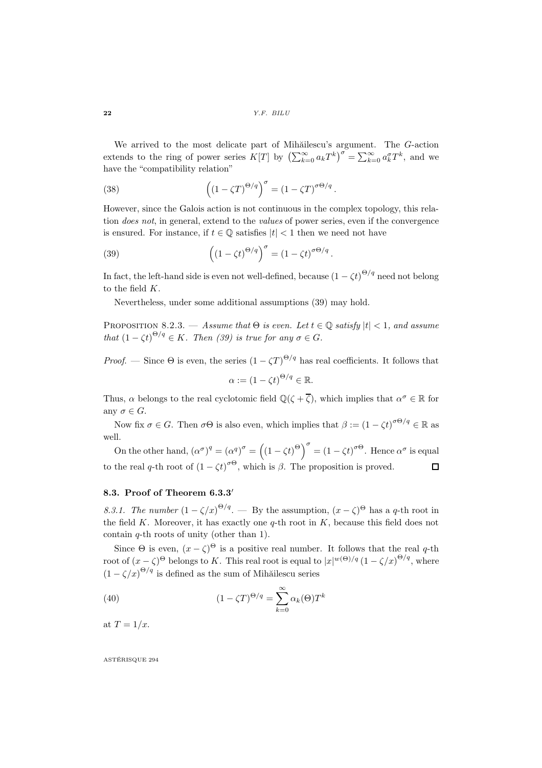We arrived to the most delicate part of Mihăilescu's argument. The $G$-action extends to the ring of power series $K[T]$ by $\left(\sum_{k=0}^{\infty} a_k T^k\right)^\sigma = \sum_{k=0}^{\infty} a_k^\sigma T^k$, and we have the "compatibility relation"

$$\left((1-\zeta T)^{\Theta/q}\right)^\sigma = (1-\zeta T)^{\sigma\Theta/q}. \tag{38}$$

However, since the Galois action is not continuous in the complex topology, this relation *does not*, in general, extend to the *values* of power series, even if the convergence is ensured. For instance, if $t \in \mathbb{Q}$ satisfies $|t| < 1$ then we need not have

$$\left((1-\zeta t)^{\Theta/q}\right)^\sigma = (1-\zeta t)^{\sigma\Theta/q}. \tag{39}$$

In fact, the left-hand side is even not well-defined, because $(1-\zeta t)^{\Theta/q}$ need not belong to the field $K$.

Nevertheless, under some additional assumptions (39) may hold.

Proposition 8.2.3. — *Assume that $\Theta$ is even. Let $t \in \mathbb{Q}$ satisfy $|t| < 1$, and assume that $(1-\zeta t)^{\Theta/q} \in K$. Then (39) is true for any $\sigma \in G$.*

*Proof.* — Since $\Theta$ is even, the series $(1-\zeta T)^{\Theta/q}$ has real coefficients. It follows that

$$\alpha := (1-\zeta t)^{\Theta/q} \in \mathbb{R}.$$

Thus, $\alpha$ belongs to the real cyclotomic field $\mathbb{Q}(\zeta + \overline{\zeta})$, which implies that $\alpha^\sigma \in \mathbb{R}$ for any $\sigma \in G$.

Now fix $\sigma \in G$. Then $\sigma\Theta$ is also even, which implies that $\beta := (1-\zeta t)^{\sigma\Theta/q} \in \mathbb{R}$ as well.

On the other hand, $(\alpha^\sigma)^q = (\alpha^q)^\sigma = \left((1-\zeta t)^{\Theta}\right)^\sigma = (1-\zeta t)^{\sigma\Theta}$. Hence $\alpha^\sigma$ is equal to the real $q$-th root of $(1-\zeta t)^{\sigma\Theta}$, which is $\beta$. The proposition is proved. $\square$

### 8.3. Proof of Theorem 6.3.3′

*8.3.1. The number $(1-\zeta/x)^{\Theta/q}$.* — By the assumption, $(x-\zeta)^{\Theta}$ has a $q$-th root in the field $K$. Moreover, it has exactly one $q$-th root in $K$, because this field does not contain $q$-th roots of unity (other than 1).

Since $\Theta$ is even, $(x-\zeta)^{\Theta}$ is a positive real number. It follows that the real $q$-th root of $(x-\zeta)^{\Theta}$ belongs to $K$. This real root is equal to $|x|^{w(\Theta)/q}(1-\zeta/x)^{\Theta/q}$, where $(1-\zeta/x)^{\Theta/q}$ is defined as the sum of Mihăilescu series

$$(1-\zeta T)^{\Theta/q} = \sum_{k=0}^{\infty} \alpha_k(\Theta) T^k \tag{40}$$

at $T = 1/x$.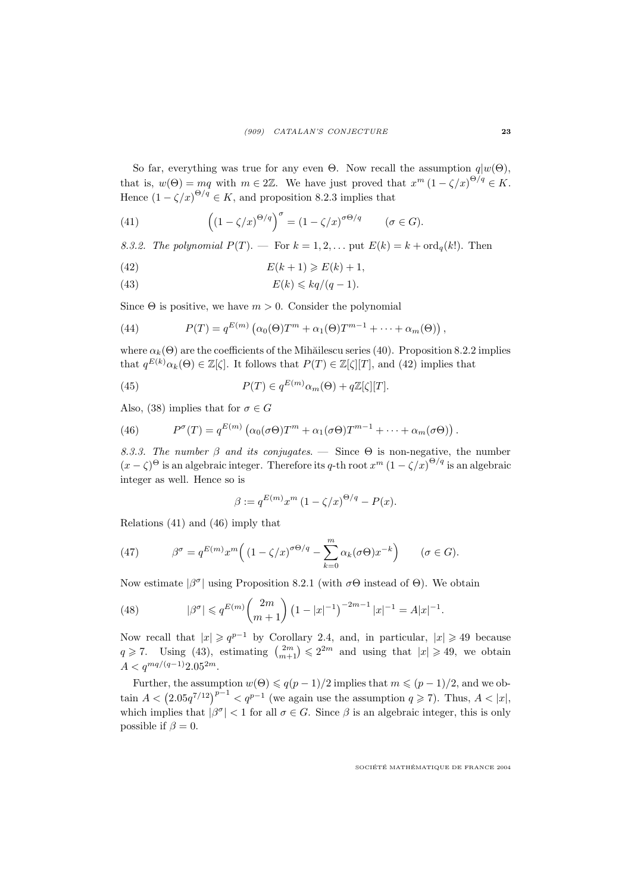So far, everything was true for any even $\Theta$. Now recall the assumption $q|w(\Theta)$, that is, $w(\Theta) = mq$ with $m \in 2\mathbb{Z}$. We have just proved that $x^m \left(1 - \zeta/x\right)^{\Theta/q} \in K$. Hence $\left(1 - \zeta/x\right)^{\Theta/q} \in K$, and proposition 8.2.3 implies that

$$\left(\left(1 - \zeta/x\right)^{\Theta/q}\right)^{\sigma} = \left(1 - \zeta/x\right)^{\sigma\Theta/q} \qquad (\sigma \in G). \tag{41}$$

*8.3.2. The polynomial $P(T)$.* — For $k = 1, 2, \ldots$ put $E(k) = k + \mathrm{ord}_q(k!)$. Then

$$E(k+1) \geqslant E(k) + 1, \tag{42}$$

$$E(k) \leqslant kq/(q-1). \tag{43}$$

Since $\Theta$ is positive, we have $m > 0$. Consider the polynomial

$$P(T) = q^{E(m)} \left(\alpha_0(\Theta)T^m + \alpha_1(\Theta)T^{m-1} + \cdots + \alpha_m(\Theta)\right), \tag{44}$$

where $\alpha_k(\Theta)$ are the coefficients of the Mihăilescu series (40). Proposition 8.2.2 implies that $q^{E(k)}\alpha_k(\Theta) \in \mathbb{Z}[\zeta]$. It follows that $P(T) \in \mathbb{Z}[\zeta][T]$, and (42) implies that

$$P(T) \in q^{E(m)}\alpha_m(\Theta) + q\mathbb{Z}[\zeta][T]. \tag{45}$$

Also, (38) implies that for $\sigma \in G$

$$P^{\sigma}(T) = q^{E(m)} \left(\alpha_0(\sigma\Theta)T^m + \alpha_1(\sigma\Theta)T^{m-1} + \cdots + \alpha_m(\sigma\Theta)\right). \tag{46}$$

*8.3.3. The number $\beta$ and its conjugates.* — Since $\Theta$ is non-negative, the number $(x - \zeta)^{\Theta}$ is an algebraic integer. Therefore its $q$-th root $x^m \left(1 - \zeta/x\right)^{\Theta/q}$ is an algebraic integer as well. Hence so is

$$\beta := q^{E(m)} x^m \left(1 - \zeta/x\right)^{\Theta/q} - P(x).$$

Relations (41) and (46) imply that

$$\beta^{\sigma} = q^{E(m)} x^m \Big( \left(1 - \zeta/x\right)^{\sigma\Theta/q} - \sum_{k=0}^{m} \alpha_k(\sigma\Theta)x^{-k} \Big) \qquad (\sigma \in G). \tag{47}$$

Now estimate $|\beta^{\sigma}|$ using Proposition 8.2.1 (with $\sigma\Theta$ instead of $\Theta$). We obtain

$$|\beta^{\sigma}| \leqslant q^{E(m)} \binom{2m}{m+1} \left(1 - |x|^{-1}\right)^{-2m-1} |x|^{-1} = A|x|^{-1}. \tag{48}$$

Now recall that $|x| \geqslant q^{p-1}$ by Corollary 2.4, and, in particular, $|x| \geqslant 49$ because $q \geqslant 7$. Using (43), estimating $\binom{2m}{m+1} \leqslant 2^{2m}$ and using that $|x| \geqslant 49$, we obtain $A < q^{mq/(q-1)} 2.05^{2m}$.

Further, the assumption $w(\Theta) \leqslant q(p-1)/2$ implies that $m \leqslant (p-1)/2$, and we obtain $A < \left(2.05q^{7/12}\right)^{p-1} < q^{p-1}$ (we again use the assumption $q \geqslant 7$). Thus, $A < |x|$, which implies that $|\beta^{\sigma}| < 1$ for all $\sigma \in G$. Since $\beta$ is an algebraic integer, this is only possible if $\beta = 0$.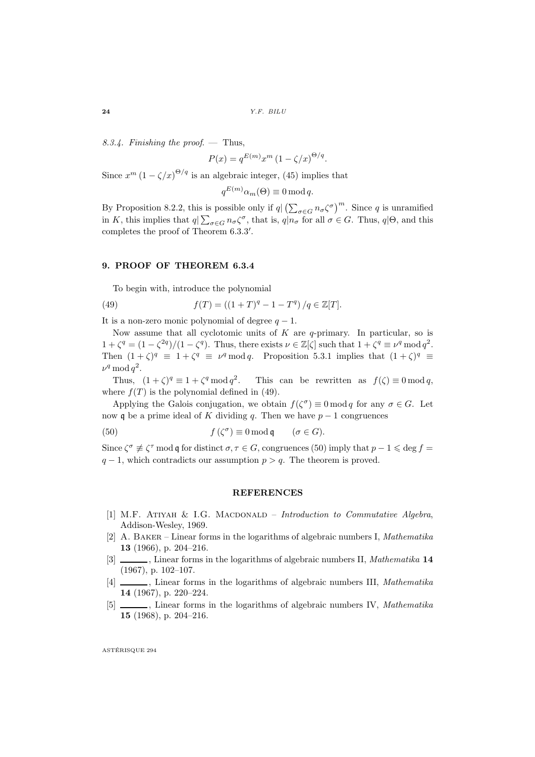*8.3.4. Finishing the proof.* — Thus,

$$P(x) = q^{E(m)} x^m \left(1 - \zeta/x\right)^{\Theta/q}.$$

Since $x^m \left(1 - \zeta/x\right)^{\Theta/q}$ is an algebraic integer, (45) implies that

$$q^{E(m)} \alpha_m(\Theta) \equiv 0 \bmod q.$$

By Proposition 8.2.2, this is possible only if $q | \left(\sum_{\sigma \in G} n_\sigma \zeta^\sigma\right)^m$. Since $q$ is unramified in $K$, this implies that $q | \sum_{\sigma \in G} n_\sigma \zeta^\sigma$, that is, $q | n_\sigma$ for all $\sigma \in G$. Thus, $q | \Theta$, and this completes the proof of Theorem 6.3.3′.

## 9. PROOF OF THEOREM 6.3.4

To begin with, introduce the polynomial

$$f(T) = \left((1+T)^q - 1 - T^q\right)/q \in \mathbb{Z}[T]. \tag{49}$$

It is a non-zero monic polynomial of degree $q-1$.

Now assume that all cyclotomic units of $K$ are $q$-primary. In particular, so is $1 + \zeta^q = (1 - \zeta^{2q})/(1 - \zeta^q)$. Thus, there exists $\nu \in \mathbb{Z}[\zeta]$ such that $1 + \zeta^q \equiv \nu^q \bmod q^2$. Then $(1+\zeta)^q \equiv 1 + \zeta^q \equiv \nu^q \bmod q$. Proposition 5.3.1 implies that $(1+\zeta)^q \equiv \nu^q \bmod q^2$.

Thus, $(1+\zeta)^q \equiv 1 + \zeta^q \bmod q^2$. This can be rewritten as $f(\zeta) \equiv 0 \bmod q$, where $f(T)$ is the polynomial defined in (49).

Applying the Galois conjugation, we obtain $f(\zeta^\sigma) \equiv 0 \bmod q$ for any $\sigma \in G$. Let now $\mathfrak{q}$ be a prime ideal of $K$ dividing $q$. Then we have $p-1$ congruences

$$f\left(\zeta^\sigma\right) \equiv 0 \bmod \mathfrak{q} \qquad (\sigma \in G). \tag{50}$$

Since $\zeta^\sigma \not\equiv \zeta^\tau \bmod \mathfrak{q}$ for distinct $\sigma, \tau \in G$, congruences (50) imply that $p - 1 \leqslant \deg f = q - 1$, which contradicts our assumption $p > q$. The theorem is proved.

## REFERENCES

[1] M.F. Atiyah & I.G. Macdonald – *Introduction to Commutative Algebra*, Addison-Wesley, 1969.

[2] A. Baker – Linear forms in the logarithms of algebraic numbers I, *Mathematika* **13** (1966), p. 204–216.

[3] ______, Linear forms in the logarithms of algebraic numbers II, *Mathematika* **14** (1967), p. 102–107.

[4] ______, Linear forms in the logarithms of algebraic numbers III, *Mathematika* **14** (1967), p. 220–224.

[5] ______, Linear forms in the logarithms of algebraic numbers IV, *Mathematika* **15** (1968), p. 204–216.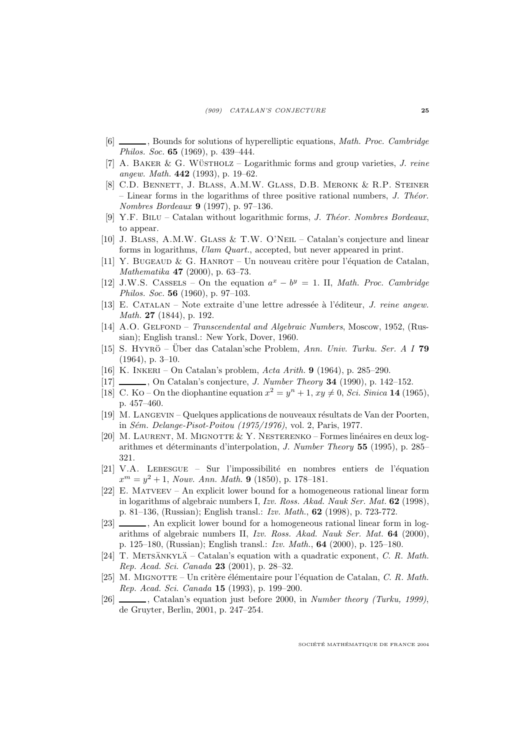[6] ______, Bounds for solutions of hyperelliptic equations, *Math. Proc. Cambridge Philos. Soc.* **65** (1969), p. 439–444.

[7] A. Baker & G. Wüstholz – Logarithmic forms and group varieties, *J. reine angew. Math.* **442** (1993), p. 19–62.

[8] C.D. Bennett, J. Blass, A.M.W. Glass, D.B. Meronk & R.P. Steiner – Linear forms in the logarithms of three positive rational numbers, *J. Théor. Nombres Bordeaux* **9** (1997), p. 97–136.

[9] Y.F. Bilu – Catalan without logarithmic forms, *J. Théor. Nombres Bordeaux*, to appear.

[10] J. Blass, A.M.W. Glass & T.W. O'Neil – Catalan's conjecture and linear forms in logarithms, *Ulam Quart.*, accepted, but never appeared in print.

[11] Y. Bugeaud & G. Hanrot – Un nouveau critère pour l'équation de Catalan, *Mathematika* **47** (2000), p. 63–73.

[12] J.W.S. Cassels – On the equation $a^x - b^y = 1$. II, *Math. Proc. Cambridge Philos. Soc.* **56** (1960), p. 97–103.

[13] E. Catalan – Note extraite d'une lettre adressée à l'éditeur, *J. reine angew. Math.* **27** (1844), p. 192.

[14] A.O. Gelfond – *Transcendental and Algebraic Numbers*, Moscow, 1952, (Russian); English transl.: New York, Dover, 1960.

[15] S. Hyyrö – Über das Catalan'sche Problem, *Ann. Univ. Turku. Ser. A I* **79** (1964), p. 3–10.

[16] K. Inkeri – On Catalan's problem, *Acta Arith.* **9** (1964), p. 285–290.

[17] ______, On Catalan's conjecture, *J. Number Theory* **34** (1990), p. 142–152.

[18] C. Ko – On the diophantine equation $x^2 = y^n + 1$, $xy \neq 0$, *Sci. Sinica* **14** (1965), p. 457–460.

[19] M. Langevin – Quelques applications de nouveaux résultats de Van der Poorten, in *Sém. Delange-Pisot-Poitou (1975/1976)*, vol. 2, Paris, 1977.

[20] M. Laurent, M. Mignotte & Y. Nesterenko – Formes linéaires en deux logarithmes et déterminants d'interpolation, *J. Number Theory* **55** (1995), p. 285–321.

[21] V.A. Lebesgue – Sur l'impossibilité en nombres entiers de l'équation $x^m = y^2 + 1$, *Nouv. Ann. Math.* **9** (1850), p. 178–181.

[22] E. Matveev – An explicit lower bound for a homogeneous rational linear form in logarithms of algebraic numbers I, *Izv. Ross. Akad. Nauk Ser. Mat.* **62** (1998), p. 81–136, (Russian); English transl.: *Izv. Math.*, **62** (1998), p. 723-772.

[23] ______, An explicit lower bound for a homogeneous rational linear form in logarithms of algebraic numbers II, *Izv. Ross. Akad. Nauk Ser. Mat.* **64** (2000), p. 125–180, (Russian); English transl.: *Izv. Math.*, **64** (2000), p. 125–180.

[24] T. Metsänkylä – Catalan's equation with a quadratic exponent, *C. R. Math. Rep. Acad. Sci. Canada* **23** (2001), p. 28–32.

[25] M. Mignotte – Un critère élémentaire pour l'équation de Catalan, *C. R. Math. Rep. Acad. Sci. Canada* **15** (1993), p. 199–200.

[26] ______, Catalan's equation just before 2000, in *Number theory (Turku, 1999)*, de Gruyter, Berlin, 2001, p. 247–254.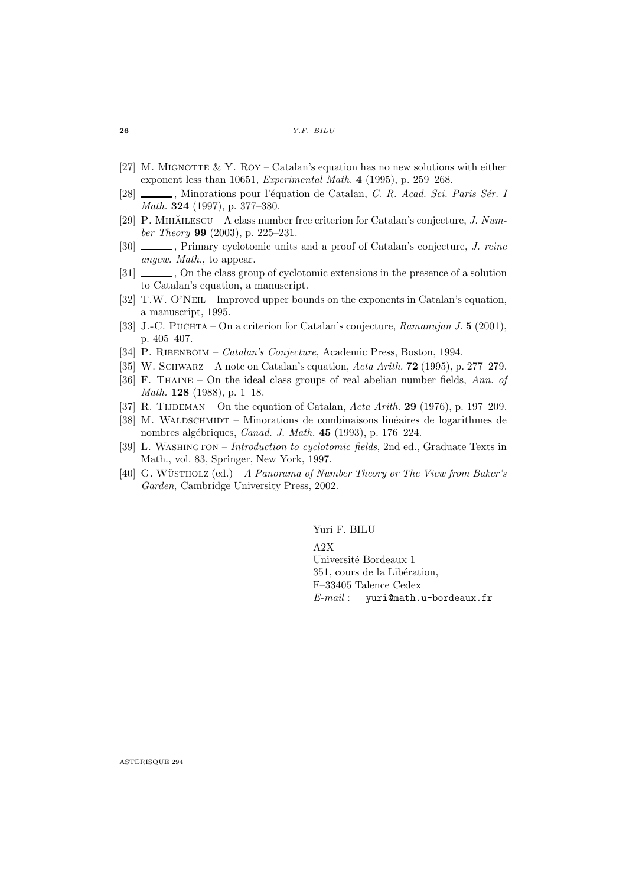[27] M. Mignotte & Y. Roy – Catalan's equation has no new solutions with either exponent less than 10651, *Experimental Math.* **4** (1995), p. 259–268.

[28] ______, Minorations pour l'équation de Catalan, *C. R. Acad. Sci. Paris Sér. I Math.* **324** (1997), p. 377–380.

[29] P. Mihăilescu – A class number free criterion for Catalan's conjecture, *J. Number Theory* **99** (2003), p. 225–231.

[30] ______, Primary cyclotomic units and a proof of Catalan's conjecture, *J. reine angew. Math.*, to appear.

[31] ______, On the class group of cyclotomic extensions in the presence of a solution to Catalan's equation, a manuscript.

[32] T.W. O'Neil – Improved upper bounds on the exponents in Catalan's equation, a manuscript, 1995.

[33] J.-C. Puchta – On a criterion for Catalan's conjecture, *Ramanujan J.* **5** (2001), p. 405–407.

[34] P. Ribenboim – *Catalan's Conjecture*, Academic Press, Boston, 1994.

[35] W. Schwarz – A note on Catalan's equation, *Acta Arith.* **72** (1995), p. 277–279.

[36] F. Thaine – On the ideal class groups of real abelian number fields, *Ann. of Math.* **128** (1988), p. 1–18.

[37] R. Tijdeman – On the equation of Catalan, *Acta Arith.* **29** (1976), p. 197–209.

[38] M. Waldschmidt – Minorations de combinaisons linéaires de logarithmes de nombres algébriques, *Canad. J. Math.* **45** (1993), p. 176–224.

[39] L. Washington – *Introduction to cyclotomic fields*, 2nd ed., Graduate Texts in Math., vol. 83, Springer, New York, 1997.

[40] G. Wüstholz (ed.) – *A Panorama of Number Theory or The View from Baker's Garden*, Cambridge University Press, 2002.

Yuri F. BILU

A2X
Université Bordeaux 1
351, cours de la Libération,
F–33405 Talence Cedex
*E-mail* : yuri@math.u-bordeaux.fr